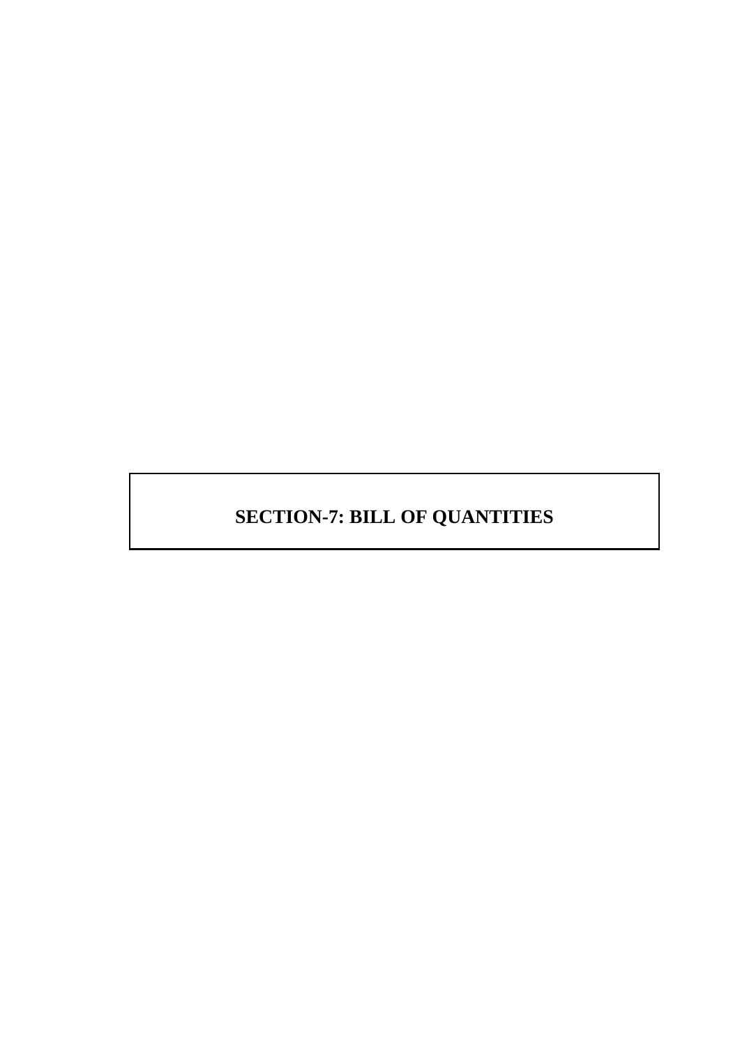# SECTION-7: BILL OF QUANTITIES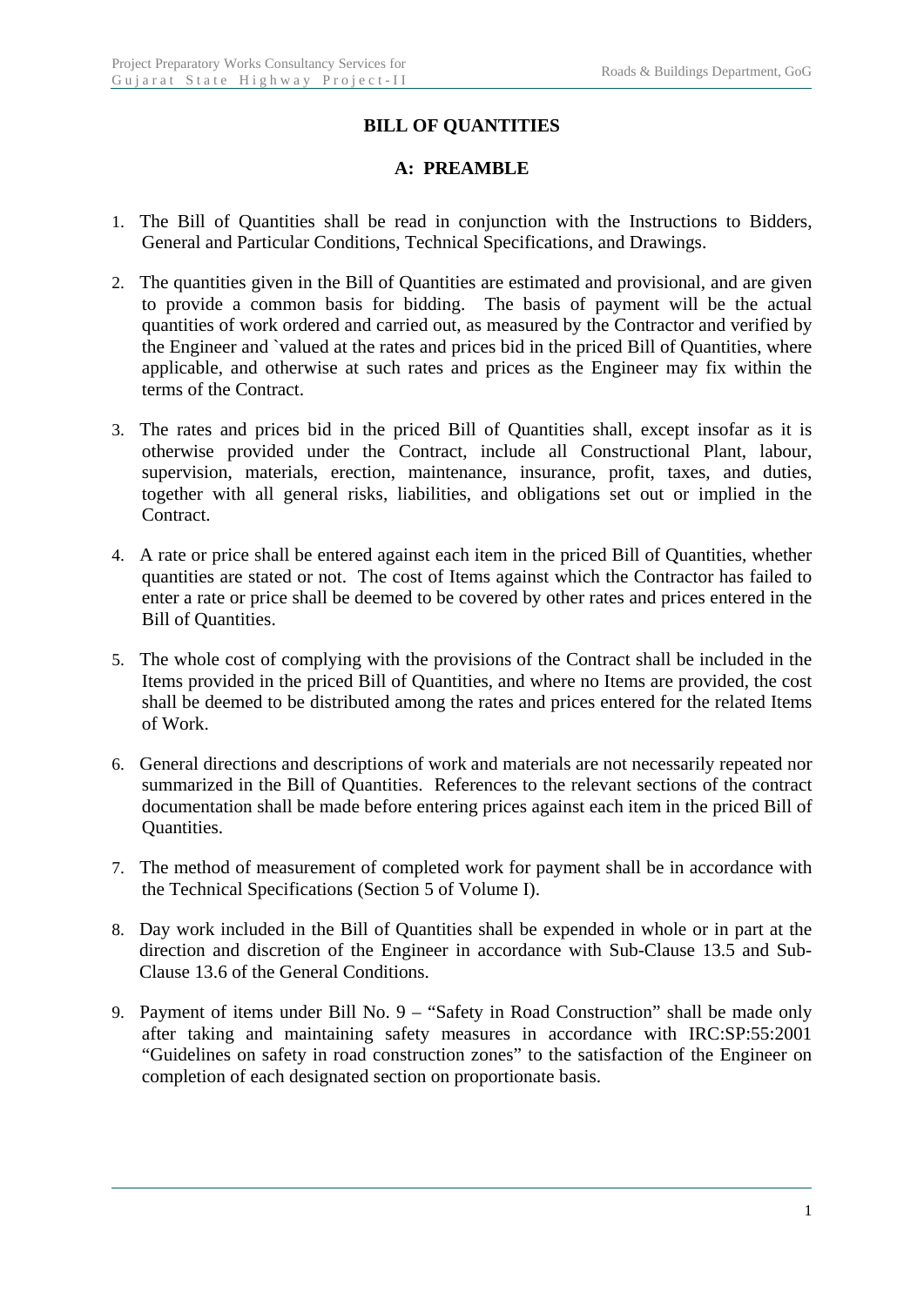# BILL OF QUANTITIES

## A: PREAMBLE

1. The Bill of Quantities shall be read in conjunction with the Instructions to Bidders, General and Particular Conditions, Technical Specifications, and Drawings.

2. The quantities given in the Bill of Quantities are estimated and provisional, and are given to provide a common basis for bidding. The basis of payment will be the actual quantities of work ordered and carried out, as measured by the Contractor and verified by the Engineer and `valued at the rates and prices bid in the priced Bill of Quantities, where applicable, and otherwise at such rates and prices as the Engineer may fix within the terms of the Contract.

3. The rates and prices bid in the priced Bill of Quantities shall, except insofar as it is otherwise provided under the Contract, include all Constructional Plant, labour, supervision, materials, erection, maintenance, insurance, profit, taxes, and duties, together with all general risks, liabilities, and obligations set out or implied in the Contract.

4. A rate or price shall be entered against each item in the priced Bill of Quantities, whether quantities are stated or not. The cost of Items against which the Contractor has failed to enter a rate or price shall be deemed to be covered by other rates and prices entered in the Bill of Quantities.

5. The whole cost of complying with the provisions of the Contract shall be included in the Items provided in the priced Bill of Quantities, and where no Items are provided, the cost shall be deemed to be distributed among the rates and prices entered for the related Items of Work.

6. General directions and descriptions of work and materials are not necessarily repeated nor summarized in the Bill of Quantities. References to the relevant sections of the contract documentation shall be made before entering prices against each item in the priced Bill of Quantities.

7. The method of measurement of completed work for payment shall be in accordance with the Technical Specifications (Section 5 of Volume I).

8. Day work included in the Bill of Quantities shall be expended in whole or in part at the direction and discretion of the Engineer in accordance with Sub-Clause 13.5 and Sub-Clause 13.6 of the General Conditions.

9. Payment of items under Bill No. 9 – "Safety in Road Construction" shall be made only after taking and maintaining safety measures in accordance with IRC:SP:55:2001 "Guidelines on safety in road construction zones" to the satisfaction of the Engineer on completion of each designated section on proportionate basis.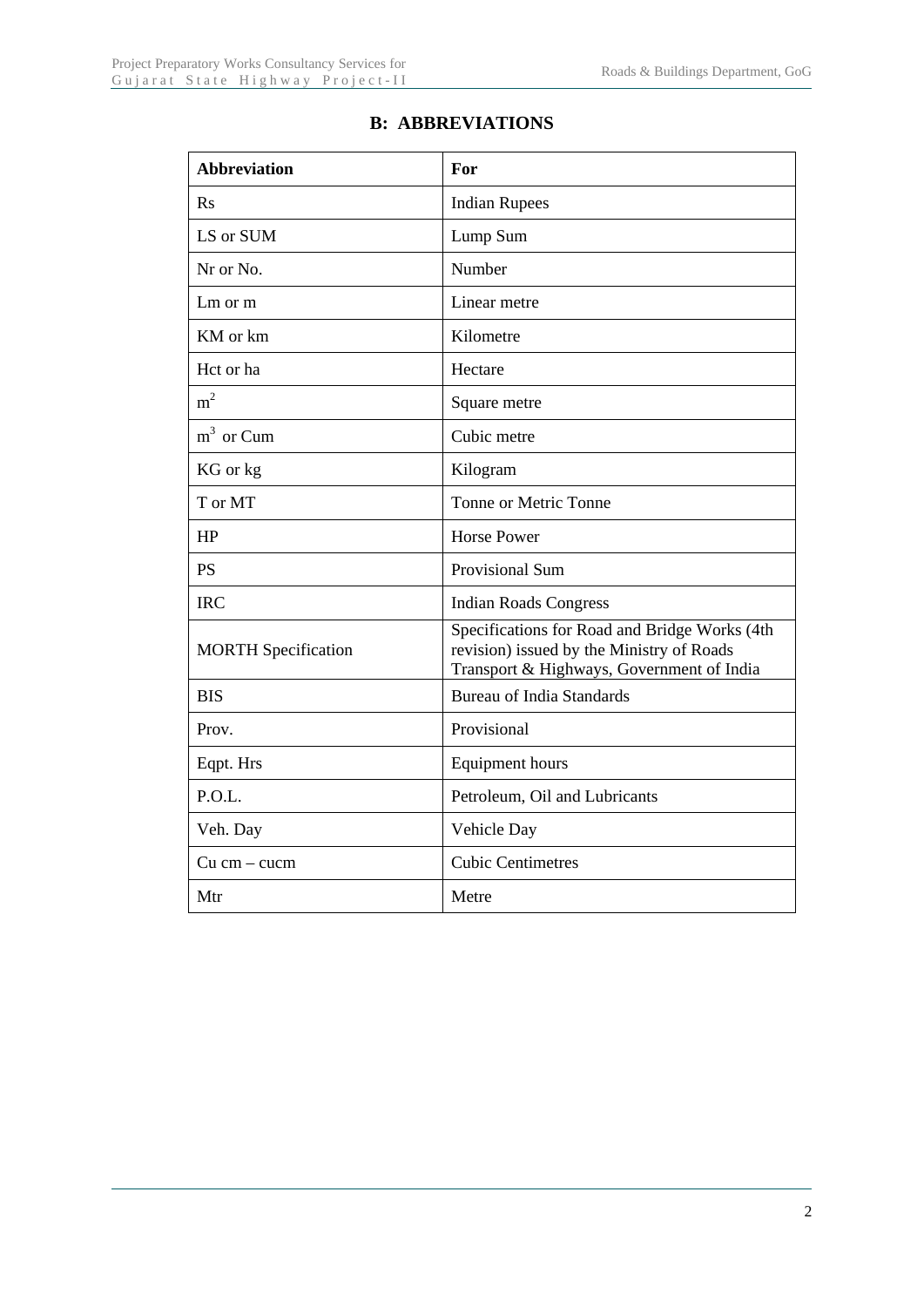## B: ABBREVIATIONS

| Abbreviation | For |
|---|---|
| Rs | Indian Rupees |
| LS or SUM | Lump Sum |
| Nr or No. | Number |
| Lm or m | Linear metre |
| KM or km | Kilometre |
| Hct or ha | Hectare |
| $m^2$ | Square metre |
| $m^3$ or Cum | Cubic metre |
| KG or kg | Kilogram |
| T or MT | Tonne or Metric Tonne |
| HP | Horse Power |
| PS | Provisional Sum |
| IRC | Indian Roads Congress |
| MORTH Specification | Specifications for Road and Bridge Works (4th revision) issued by the Ministry of Roads Transport & Highways, Government of India |
| BIS | Bureau of India Standards |
| Prov. | Provisional |
| Eqpt. Hrs | Equipment hours |
| P.O.L. | Petroleum, Oil and Lubricants |
| Veh. Day | Vehicle Day |
| Cu cm – cucm | Cubic Centimetres |
| Mtr | Metre |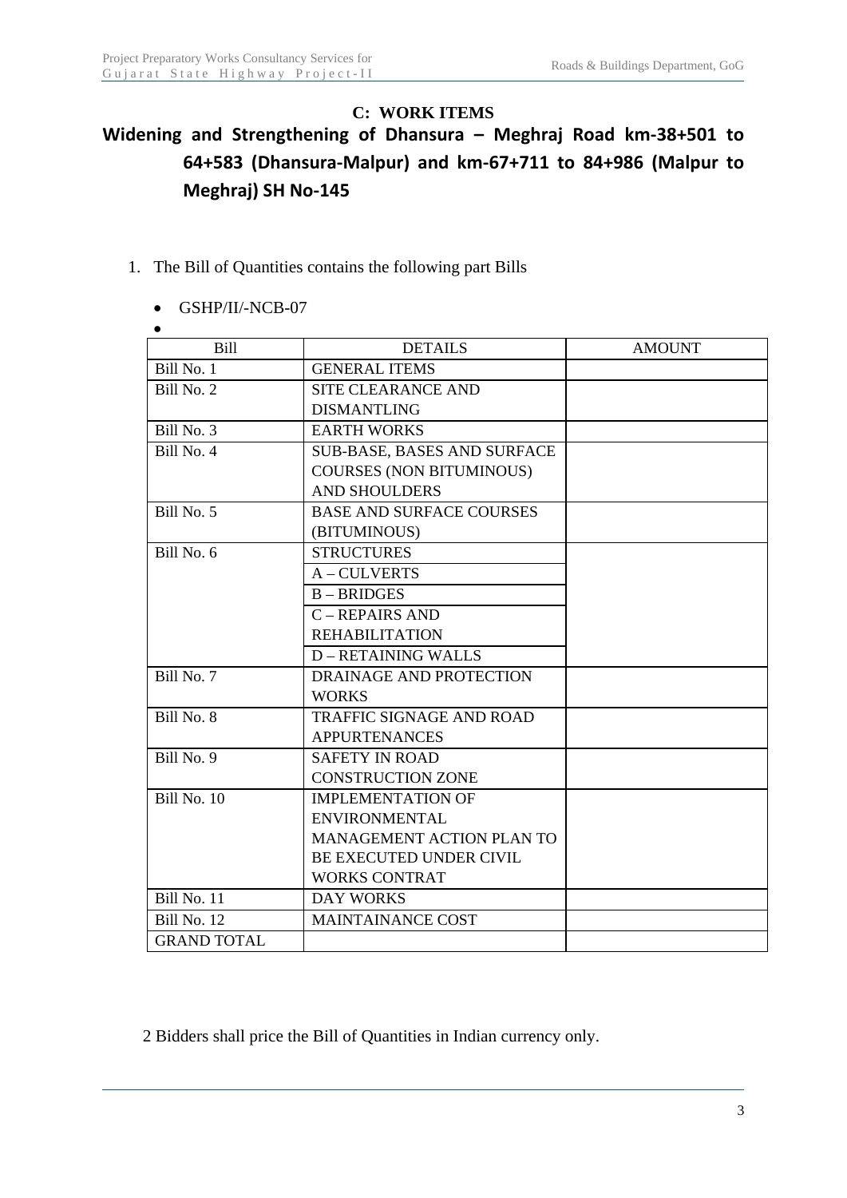## C: WORK ITEMS

## Widening and Strengthening of Dhansura – Meghraj Road km-38+501 to 64+583 (Dhansura-Malpur) and km-67+711 to 84+986 (Malpur to Meghraj) SH No-145

1. The Bill of Quantities contains the following part Bills

   - GSHP/II/-NCB-07
   -

| Bill | DETAILS | AMOUNT |
|---|---|---|
| Bill No. 1 | GENERAL ITEMS | |
| Bill No. 2 | SITE CLEARANCE AND DISMANTLING | |
| Bill No. 3 | EARTH WORKS | |
| Bill No. 4 | SUB-BASE, BASES AND SURFACE COURSES (NON BITUMINOUS) AND SHOULDERS | |
| Bill No. 5 | BASE AND SURFACE COURSES (BITUMINOUS) | |
| Bill No. 6 | STRUCTURES | |
| | A – CULVERTS | |
| | B – BRIDGES | |
| | C – REPAIRS AND REHABILITATION | |
| | D – RETAINING WALLS | |
| Bill No. 7 | DRAINAGE AND PROTECTION WORKS | |
| Bill No. 8 | TRAFFIC SIGNAGE AND ROAD APPURTENANCES | |
| Bill No. 9 | SAFETY IN ROAD CONSTRUCTION ZONE | |
| Bill No. 10 | IMPLEMENTATION OF ENVIRONMENTAL MANAGEMENT ACTION PLAN TO BE EXECUTED UNDER CIVIL WORKS CONTRAT | |
| Bill No. 11 | DAY WORKS | |
| Bill No. 12 | MAINTAINANCE COST | |
| GRAND TOTAL | | |

2 Bidders shall price the Bill of Quantities in Indian currency only.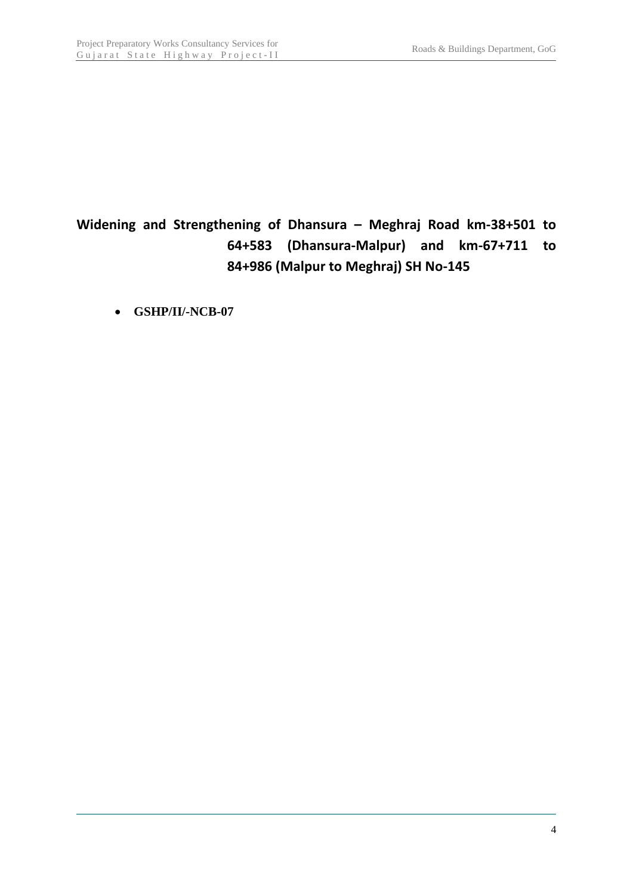## Widening and Strengthening of Dhansura – Meghraj Road km-38+501 to 64+583 (Dhansura-Malpur) and km-67+711 to 84+986 (Malpur to Meghraj) SH No-145

- **GSHP/II/-NCB-07**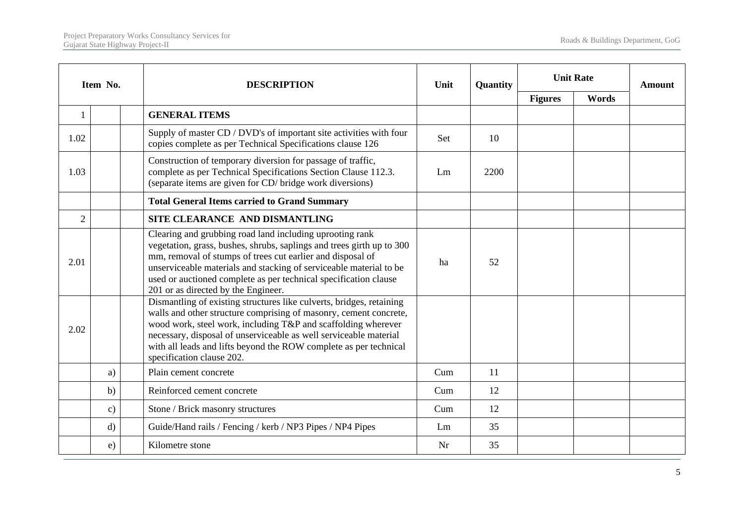| Item No. | | | DESCRIPTION | Unit | Quantity | Unit Rate | | Amount |
|---|---|---|---|---|---|---|---|---|
| | | | | | | Figures | Words | |
| 1 | | | **GENERAL ITEMS** | | | | | |
| 1.02 | | | Supply of master CD / DVD's of important site activities with four copies complete as per Technical Specifications clause 126 | Set | 10 | | | |
| 1.03 | | | Construction of temporary diversion for passage of traffic, complete as per Technical Specifications Section Clause 112.3. (separate items are given for CD/ bridge work diversions) | Lm | 2200 | | | |
| | | | **Total General Items carried to Grand Summary** | | | | | |
| 2 | | | **SITE CLEARANCE AND DISMANTLING** | | | | | |
| 2.01 | | | Clearing and grubbing road land including uprooting rank vegetation, grass, bushes, shrubs, saplings and trees girth up to 300 mm, removal of stumps of trees cut earlier and disposal of unserviceable materials and stacking of serviceable material to be used or auctioned complete as per technical specification clause 201 or as directed by the Engineer. | ha | 52 | | | |
| 2.02 | | | Dismantling of existing structures like culverts, bridges, retaining walls and other structure comprising of masonry, cement concrete, wood work, steel work, including T&P and scaffolding wherever necessary, disposal of unserviceable as well serviceable material with all leads and lifts beyond the ROW complete as per technical specification clause 202. | | | | | |
| | a) | | Plain cement concrete | Cum | 11 | | | |
| | b) | | Reinforced cement concrete | Cum | 12 | | | |
| | c) | | Stone / Brick masonry structures | Cum | 12 | | | |
| | d) | | Guide/Hand rails / Fencing / kerb / NP3 Pipes / NP4 Pipes | Lm | 35 | | | |
| | e) | | Kilometre stone | Nr | 35 | | | |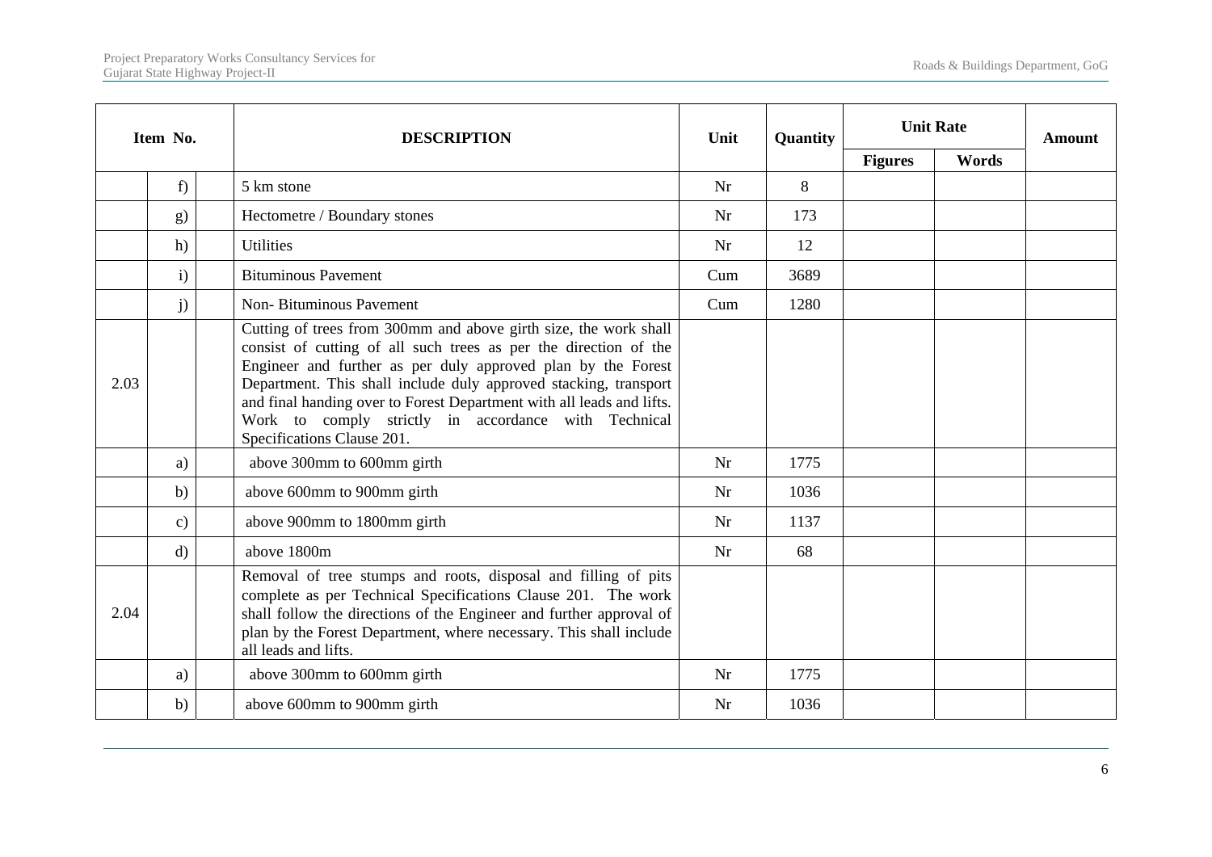| Item No. | | | DESCRIPTION | Unit | Quantity | Unit Rate | | Amount |
|---|---|---|---|---|---|---|---|---|
| | | | | | | Figures | Words | |
| | f) | | 5 km stone | Nr | 8 | | | |
| | g) | | Hectometre / Boundary stones | Nr | 173 | | | |
| | h) | | Utilities | Nr | 12 | | | |
| | i) | | Bituminous Pavement | Cum | 3689 | | | |
| | j) | | Non- Bituminous Pavement | Cum | 1280 | | | |
| 2.03 | | | Cutting of trees from 300mm and above girth size, the work shall consist of cutting of all such trees as per the direction of the Engineer and further as per duly approved plan by the Forest Department. This shall include duly approved stacking, transport and final handing over to Forest Department with all leads and lifts. Work to comply strictly in accordance with Technical Specifications Clause 201. | | | | | |
| | a) | | above 300mm to 600mm girth | Nr | 1775 | | | |
| | b) | | above 600mm to 900mm girth | Nr | 1036 | | | |
| | c) | | above 900mm to 1800mm girth | Nr | 1137 | | | |
| | d) | | above 1800m | Nr | 68 | | | |
| 2.04 | | | Removal of tree stumps and roots, disposal and filling of pits complete as per Technical Specifications Clause 201. The work shall follow the directions of the Engineer and further approval of plan by the Forest Department, where necessary. This shall include all leads and lifts. | | | | | |
| | a) | | above 300mm to 600mm girth | Nr | 1775 | | | |
| | b) | | above 600mm to 900mm girth | Nr | 1036 | | | |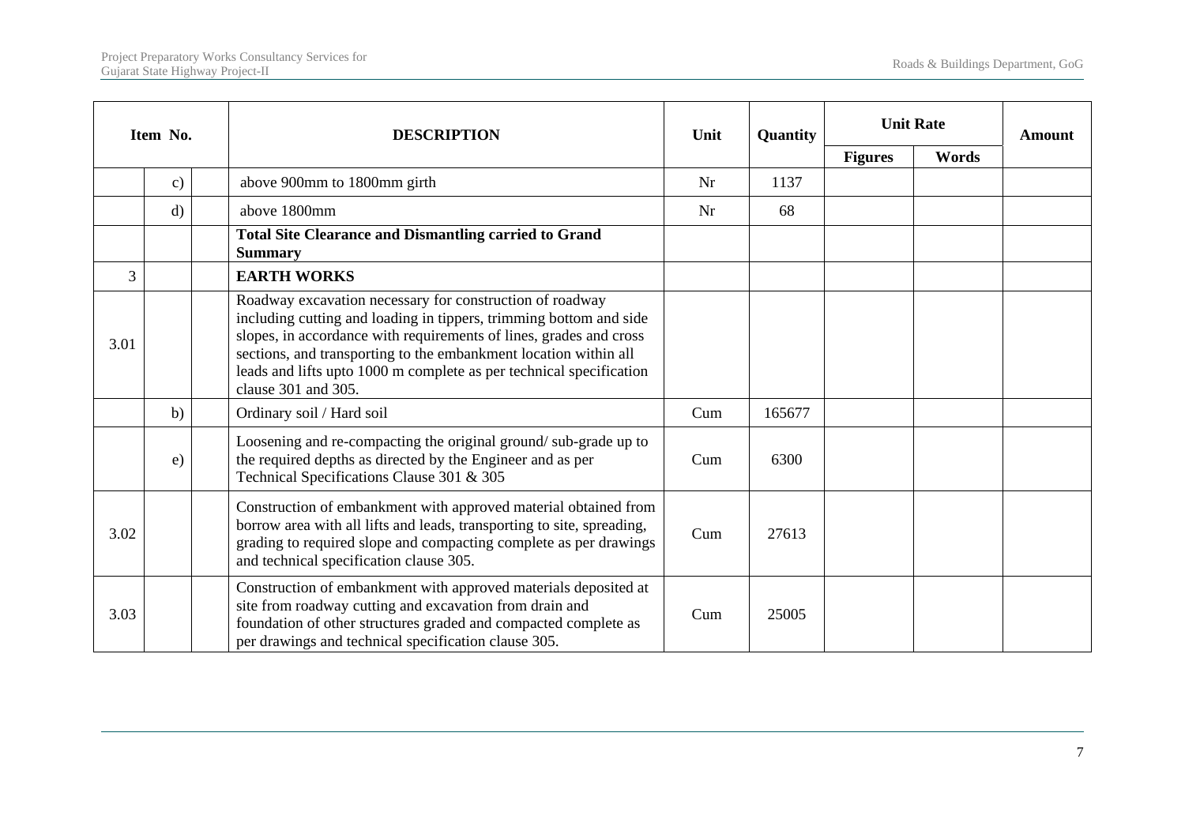| Item No. | | | DESCRIPTION | Unit | Quantity | Unit Rate | | Amount |
|---|---|---|---|---|---|---|---|---|
| | | | | | | Figures | Words | |
| | c) | | above 900mm to 1800mm girth | Nr | 1137 | | | |
| | d) | | above 1800mm | Nr | 68 | | | |
| | | | **Total Site Clearance and Dismantling carried to Grand Summary** | | | | | |
| 3 | | | **EARTH WORKS** | | | | | |
| 3.01 | | | Roadway excavation necessary for construction of roadway including cutting and loading in tippers, trimming bottom and side slopes, in accordance with requirements of lines, grades and cross sections, and transporting to the embankment location within all leads and lifts upto 1000 m complete as per technical specification clause 301 and 305. | | | | | |
| | b) | | Ordinary soil / Hard soil | Cum | 165677 | | | |
| | e) | | Loosening and re-compacting the original ground/ sub-grade up to the required depths as directed by the Engineer and as per Technical Specifications Clause 301 & 305 | Cum | 6300 | | | |
| 3.02 | | | Construction of embankment with approved material obtained from borrow area with all lifts and leads, transporting to site, spreading, grading to required slope and compacting complete as per drawings and technical specification clause 305. | Cum | 27613 | | | |
| 3.03 | | | Construction of embankment with approved materials deposited at site from roadway cutting and excavation from drain and foundation of other structures graded and compacted complete as per drawings and technical specification clause 305. | Cum | 25005 | | | |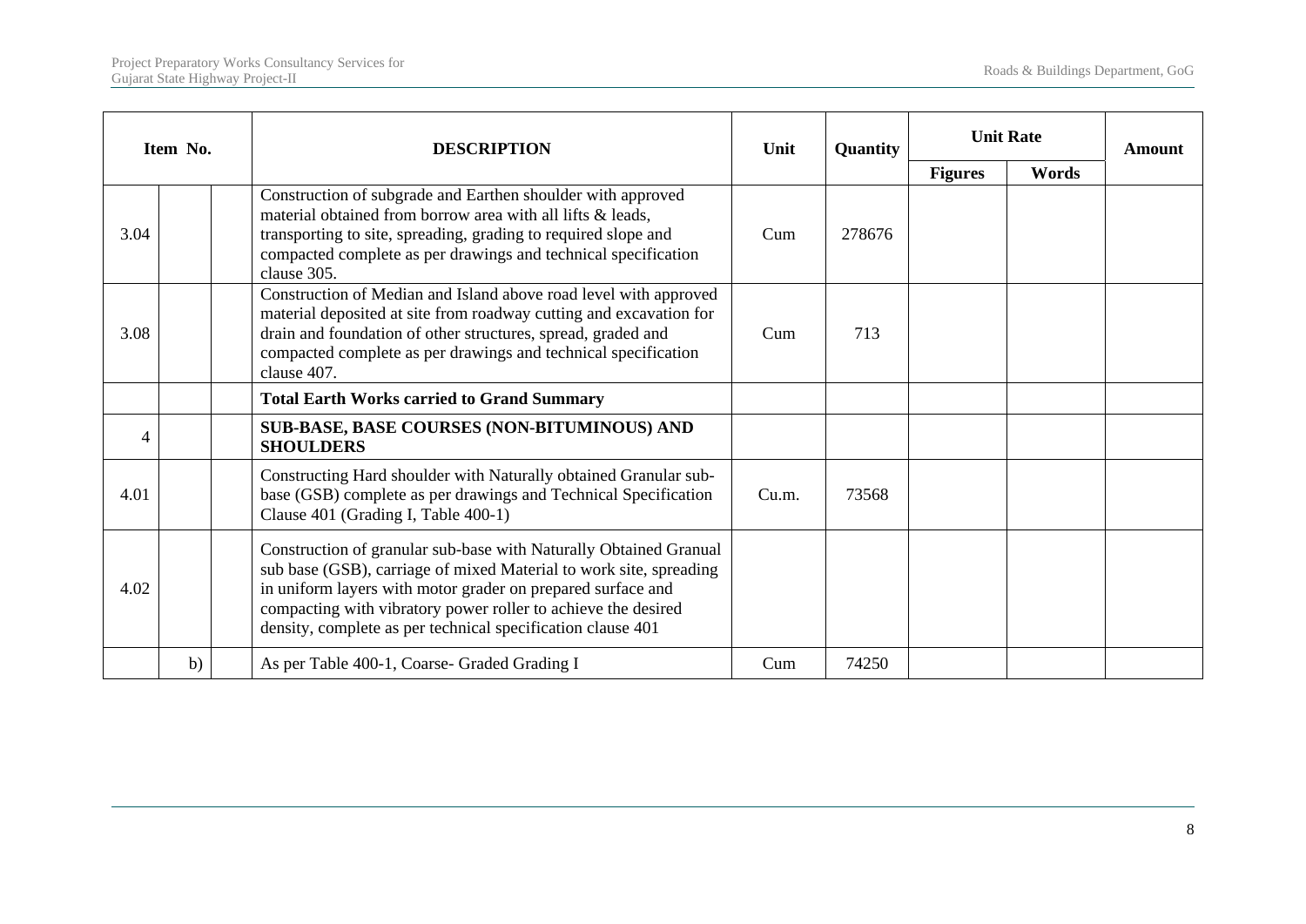| Item No. | | | DESCRIPTION | Unit | Quantity | Unit Rate | | Amount |
|---|---|---|---|---|---|---|---|---|
| | | | | | | Figures | Words | |
| 3.04 | | | Construction of subgrade and Earthen shoulder with approved material obtained from borrow area with all lifts & leads, transporting to site, spreading, grading to required slope and compacted complete as per drawings and technical specification clause 305. | Cum | 278676 | | | |
| 3.08 | | | Construction of Median and Island above road level with approved material deposited at site from roadway cutting and excavation for drain and foundation of other structures, spread, graded and compacted complete as per drawings and technical specification clause 407. | Cum | 713 | | | |
| | | | **Total Earth Works carried to Grand Summary** | | | | | |
| 4 | | | **SUB-BASE, BASE COURSES (NON-BITUMINOUS) AND SHOULDERS** | | | | | |
| 4.01 | | | Constructing Hard shoulder with Naturally obtained Granular sub-base (GSB) complete as per drawings and Technical Specification Clause 401 (Grading I, Table 400-1) | Cu.m. | 73568 | | | |
| 4.02 | | | Construction of granular sub-base with Naturally Obtained Granual sub base (GSB), carriage of mixed Material to work site, spreading in uniform layers with motor grader on prepared surface and compacting with vibratory power roller to achieve the desired density, complete as per technical specification clause 401 | | | | | |
| | b) | | As per Table 400-1, Coarse- Graded Grading I | Cum | 74250 | | | |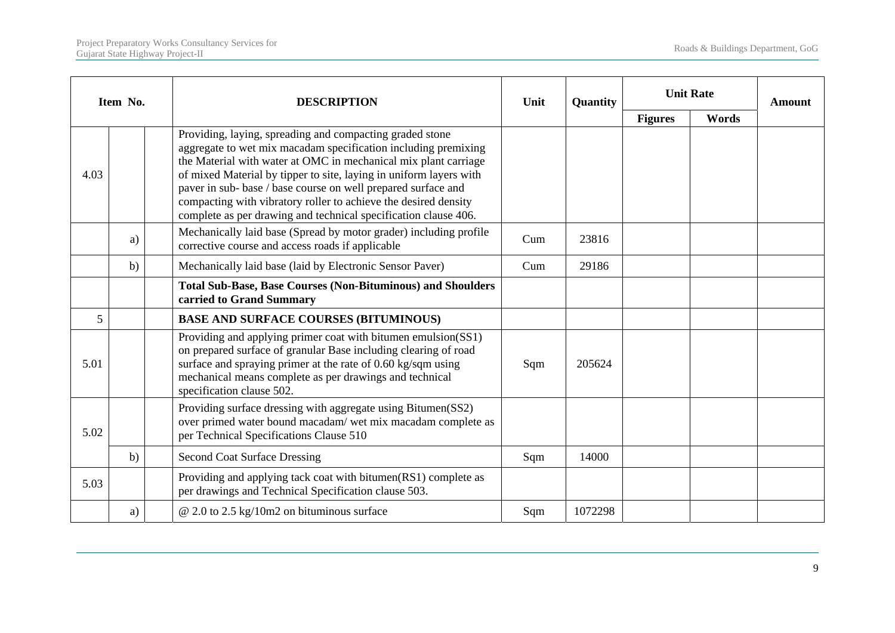| Item No. | | | DESCRIPTION | Unit | Quantity | Unit Rate | | Amount |
|---|---|---|---|---|---|---|---|---|
| | | | | | | Figures | Words | |
| 4.03 | | | Providing, laying, spreading and compacting graded stone aggregate to wet mix macadam specification including premixing the Material with water at OMC in mechanical mix plant carriage of mixed Material by tipper to site, laying in uniform layers with paver in sub- base / base course on well prepared surface and compacting with vibratory roller to achieve the desired density complete as per drawing and technical specification clause 406. | | | | | |
| | a) | | Mechanically laid base (Spread by motor grader) including profile corrective course and access roads if applicable | Cum | 23816 | | | |
| | b) | | Mechanically laid base (laid by Electronic Sensor Paver) | Cum | 29186 | | | |
| | | | **Total Sub-Base, Base Courses (Non-Bituminous) and Shoulders carried to Grand Summary** | | | | | |
| 5 | | | **BASE AND SURFACE COURSES (BITUMINOUS)** | | | | | |
| 5.01 | | | Providing and applying primer coat with bitumen emulsion(SS1) on prepared surface of granular Base including clearing of road surface and spraying primer at the rate of 0.60 kg/sqm using mechanical means complete as per drawings and technical specification clause 502. | Sqm | 205624 | | | |
| 5.02 | | | Providing surface dressing with aggregate using Bitumen(SS2) over primed water bound macadam/ wet mix macadam complete as per Technical Specifications Clause 510 | | | | | |
| | b) | | Second Coat Surface Dressing | Sqm | 14000 | | | |
| 5.03 | | | Providing and applying tack coat with bitumen(RS1) complete as per drawings and Technical Specification clause 503. | | | | | |
| | a) | | @ 2.0 to 2.5 kg/10m2 on bituminous surface | Sqm | 1072298 | | | |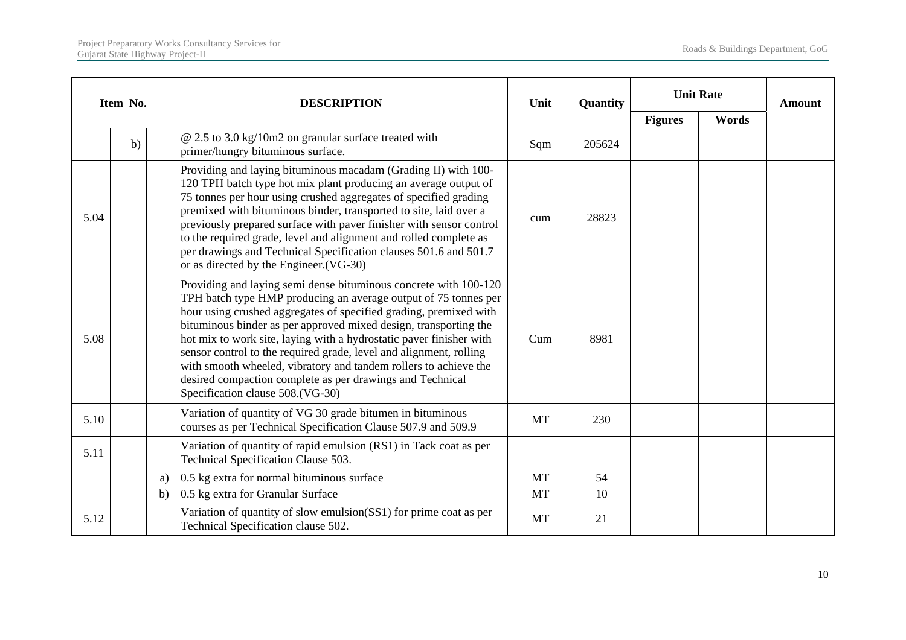| Item No. | | | DESCRIPTION | Unit | Quantity | Unit Rate | | Amount |
|---|---|---|---|---|---|---|---|---|
| | | | | | | Figures | Words | |
| | b) | | @ 2.5 to 3.0 kg/10m2 on granular surface treated with primer/hungry bituminous surface. | Sqm | 205624 | | | |
| 5.04 | | | Providing and laying bituminous macadam (Grading II) with 100-120 TPH batch type hot mix plant producing an average output of 75 tonnes per hour using crushed aggregates of specified grading premixed with bituminous binder, transported to site, laid over a previously prepared surface with paver finisher with sensor control to the required grade, level and alignment and rolled complete as per drawings and Technical Specification clauses 501.6 and 501.7 or as directed by the Engineer.(VG-30) | cum | 28823 | | | |
| 5.08 | | | Providing and laying semi dense bituminous concrete with 100-120 TPH batch type HMP producing an average output of 75 tonnes per hour using crushed aggregates of specified grading, premixed with bituminous binder as per approved mixed design, transporting the hot mix to work site, laying with a hydrostatic paver finisher with sensor control to the required grade, level and alignment, rolling with smooth wheeled, vibratory and tandem rollers to achieve the desired compaction complete as per drawings and Technical Specification clause 508.(VG-30) | Cum | 8981 | | | |
| 5.10 | | | Variation of quantity of VG 30 grade bitumen in bituminous courses as per Technical Specification Clause 507.9 and 509.9 | MT | 230 | | | |
| 5.11 | | | Variation of quantity of rapid emulsion (RS1) in Tack coat as per Technical Specification Clause 503. | | | | | |
| | | a) | 0.5 kg extra for normal bituminous surface | MT | 54 | | | |
| | | b) | 0.5 kg extra for Granular Surface | MT | 10 | | | |
| 5.12 | | | Variation of quantity of slow emulsion(SS1) for prime coat as per Technical Specification clause 502. | MT | 21 | | | |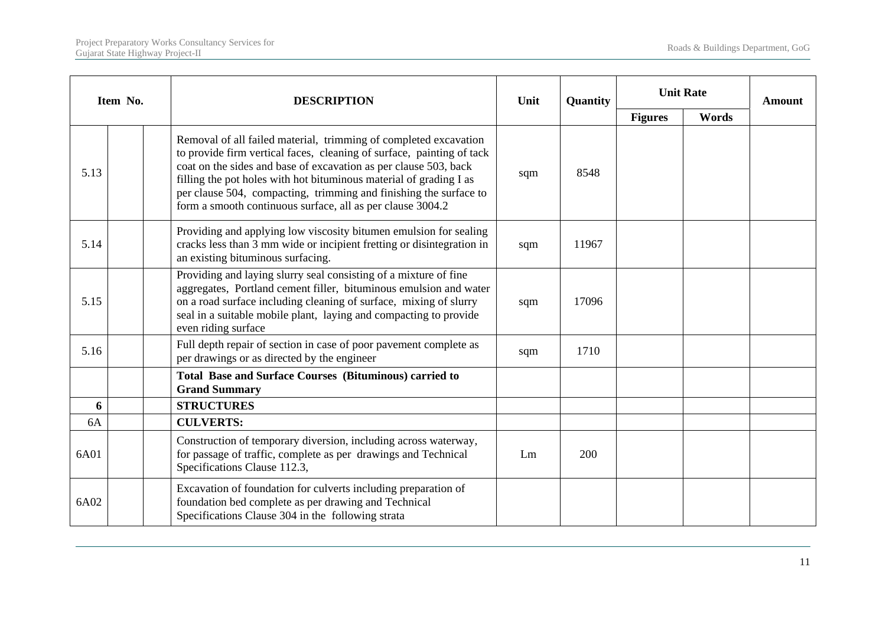| Item No. | | | DESCRIPTION | Unit | Quantity | Unit Rate | | Amount |
|---|---|---|---|---|---|---|---|---|
| | | | | | | Figures | Words | |
| 5.13 | | | Removal of all failed material, trimming of completed excavation to provide firm vertical faces, cleaning of surface, painting of tack coat on the sides and base of excavation as per clause 503, back filling the pot holes with hot bituminous material of grading I as per clause 504, compacting, trimming and finishing the surface to form a smooth continuous surface, all as per clause 3004.2 | sqm | 8548 | | | |
| 5.14 | | | Providing and applying low viscosity bitumen emulsion for sealing cracks less than 3 mm wide or incipient fretting or disintegration in an existing bituminous surfacing. | sqm | 11967 | | | |
| 5.15 | | | Providing and laying slurry seal consisting of a mixture of fine aggregates, Portland cement filler, bituminous emulsion and water on a road surface including cleaning of surface, mixing of slurry seal in a suitable mobile plant, laying and compacting to provide even riding surface | sqm | 17096 | | | |
| 5.16 | | | Full depth repair of section in case of poor pavement complete as per drawings or as directed by the engineer | sqm | 1710 | | | |
| | | | **Total Base and Surface Courses (Bituminous) carried to Grand Summary** | | | | | |
| **6** | | | **STRUCTURES** | | | | | |
| 6A | | | **CULVERTS:** | | | | | |
| 6A01 | | | Construction of temporary diversion, including across waterway, for passage of traffic, complete as per drawings and Technical Specifications Clause 112.3, | Lm | 200 | | | |
| 6A02 | | | Excavation of foundation for culverts including preparation of foundation bed complete as per drawing and Technical Specifications Clause 304 in the following strata | | | | | |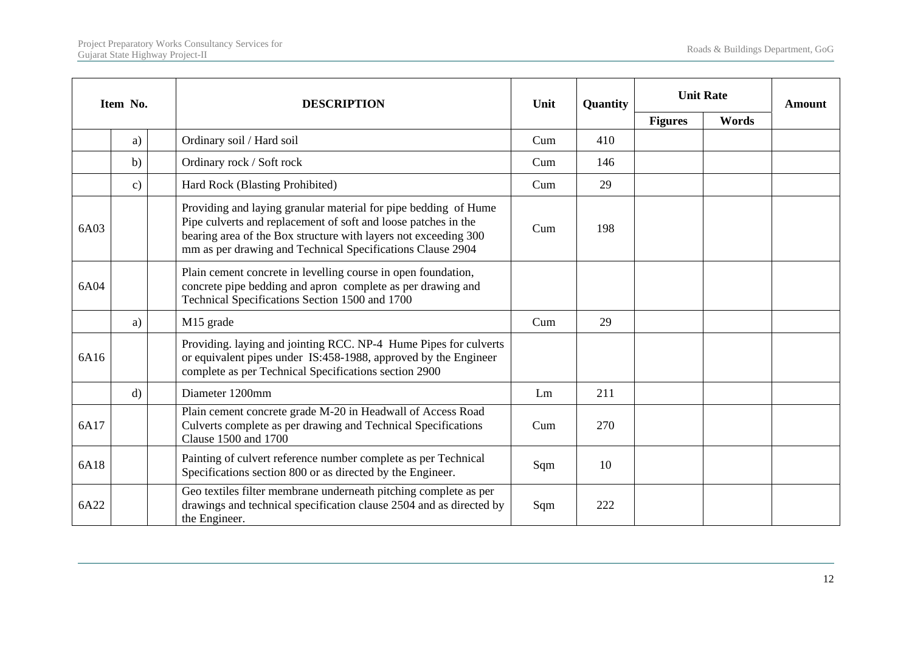| Item No. | | | DESCRIPTION | Unit | Quantity | Unit Rate | | Amount |
|---|---|---|---|---|---|---|---|---|
| | | | | | | Figures | Words | |
| | a) | | Ordinary soil / Hard soil | Cum | 410 | | | |
| | b) | | Ordinary rock / Soft rock | Cum | 146 | | | |
| | c) | | Hard Rock (Blasting Prohibited) | Cum | 29 | | | |
| 6A03 | | | Providing and laying granular material for pipe bedding of Hume Pipe culverts and replacement of soft and loose patches in the bearing area of the Box structure with layers not exceeding 300 mm as per drawing and Technical Specifications Clause 2904 | Cum | 198 | | | |
| 6A04 | | | Plain cement concrete in levelling course in open foundation, concrete pipe bedding and apron complete as per drawing and Technical Specifications Section 1500 and 1700 | | | | | |
| | a) | | M15 grade | Cum | 29 | | | |
| 6A16 | | | Providing. laying and jointing RCC. NP-4 Hume Pipes for culverts or equivalent pipes under IS:458-1988, approved by the Engineer complete as per Technical Specifications section 2900 | | | | | |
| | d) | | Diameter 1200mm | Lm | 211 | | | |
| 6A17 | | | Plain cement concrete grade M-20 in Headwall of Access Road Culverts complete as per drawing and Technical Specifications Clause 1500 and 1700 | Cum | 270 | | | |
| 6A18 | | | Painting of culvert reference number complete as per Technical Specifications section 800 or as directed by the Engineer. | Sqm | 10 | | | |
| 6A22 | | | Geo textiles filter membrane underneath pitching complete as per drawings and technical specification clause 2504 and as directed by the Engineer. | Sqm | 222 | | | |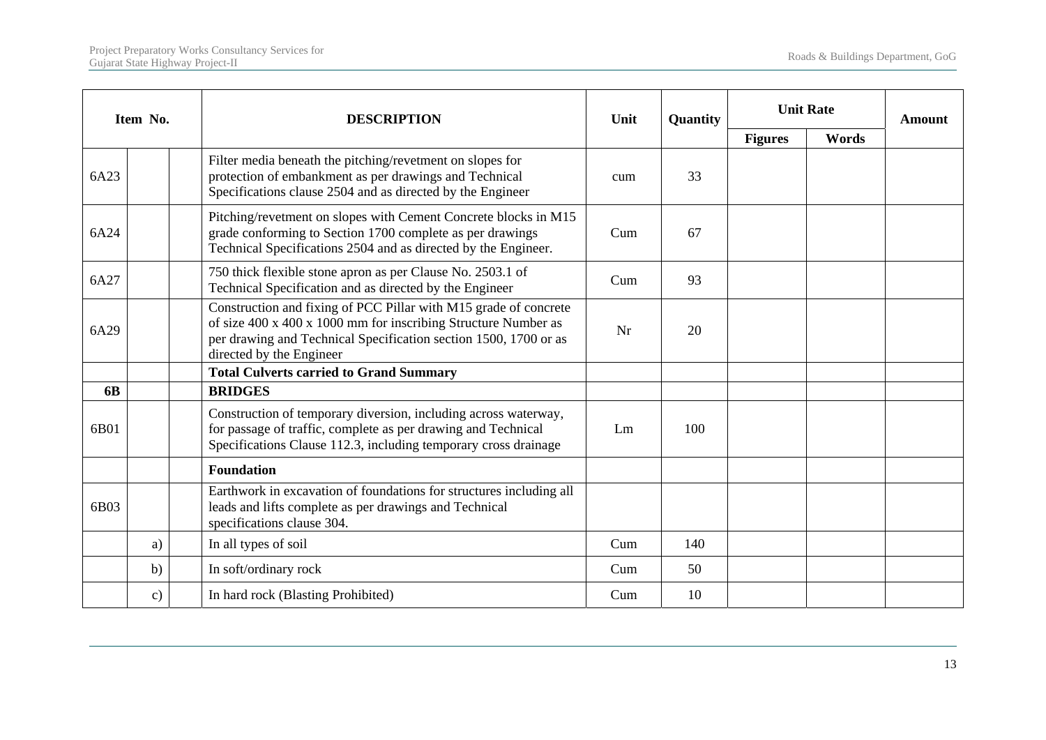| Item No. | | | DESCRIPTION | Unit | Quantity | Unit Rate | | Amount |
|---|---|---|---|---|---|---|---|---|
| | | | | | | Figures | Words | |
| 6A23 | | | Filter media beneath the pitching/revetment on slopes for protection of embankment as per drawings and Technical Specifications clause 2504 and as directed by the Engineer | cum | 33 | | | |
| 6A24 | | | Pitching/revetment on slopes with Cement Concrete blocks in M15 grade conforming to Section 1700 complete as per drawings Technical Specifications 2504 and as directed by the Engineer. | Cum | 67 | | | |
| 6A27 | | | 750 thick flexible stone apron as per Clause No. 2503.1 of Technical Specification and as directed by the Engineer | Cum | 93 | | | |
| 6A29 | | | Construction and fixing of PCC Pillar with M15 grade of concrete of size 400 x 400 x 1000 mm for inscribing Structure Number as per drawing and Technical Specification section 1500, 1700 or as directed by the Engineer | Nr | 20 | | | |
| | | | **Total Culverts carried to Grand Summary** | | | | | |
| **6B** | | | **BRIDGES** | | | | | |
| 6B01 | | | Construction of temporary diversion, including across waterway, for passage of traffic, complete as per drawing and Technical Specifications Clause 112.3, including temporary cross drainage | Lm | 100 | | | |
| | | | **Foundation** | | | | | |
| 6B03 | | | Earthwork in excavation of foundations for structures including all leads and lifts complete as per drawings and Technical specifications clause 304. | | | | | |
| | a) | | In all types of soil | Cum | 140 | | | |
| | b) | | In soft/ordinary rock | Cum | 50 | | | |
| | c) | | In hard rock (Blasting Prohibited) | Cum | 10 | | | |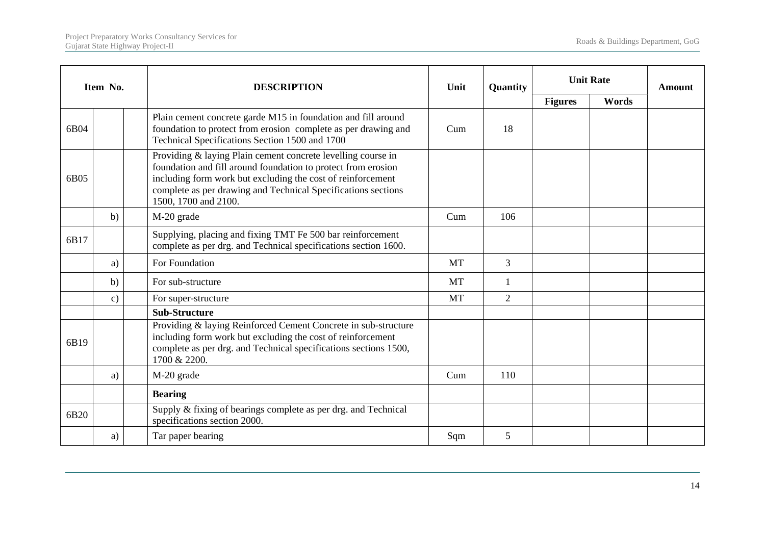| Item No. | | | DESCRIPTION | Unit | Quantity | Unit Rate | | Amount |
|---|---|---|---|---|---|---|---|---|
| | | | | | | Figures | Words | |
| 6B04 | | | Plain cement concrete garde M15 in foundation and fill around foundation to protect from erosion complete as per drawing and Technical Specifications Section 1500 and 1700 | Cum | 18 | | | |
| 6B05 | | | Providing & laying Plain cement concrete levelling course in foundation and fill around foundation to protect from erosion including form work but excluding the cost of reinforcement complete as per drawing and Technical Specifications sections 1500, 1700 and 2100. | | | | | |
| | b) | | M-20 grade | Cum | 106 | | | |
| 6B17 | | | Supplying, placing and fixing TMT Fe 500 bar reinforcement complete as per drg. and Technical specifications section 1600. | | | | | |
| | a) | | For Foundation | MT | 3 | | | |
| | b) | | For sub-structure | MT | 1 | | | |
| | c) | | For super-structure | MT | 2 | | | |
| | | | **Sub-Structure** | | | | | |
| 6B19 | | | Providing & laying Reinforced Cement Concrete in sub-structure including form work but excluding the cost of reinforcement complete as per drg. and Technical specifications sections 1500, 1700 & 2200. | | | | | |
| | a) | | M-20 grade | Cum | 110 | | | |
| | | | **Bearing** | | | | | |
| 6B20 | | | Supply & fixing of bearings complete as per drg. and Technical specifications section 2000. | | | | | |
| | a) | | Tar paper bearing | Sqm | 5 | | | |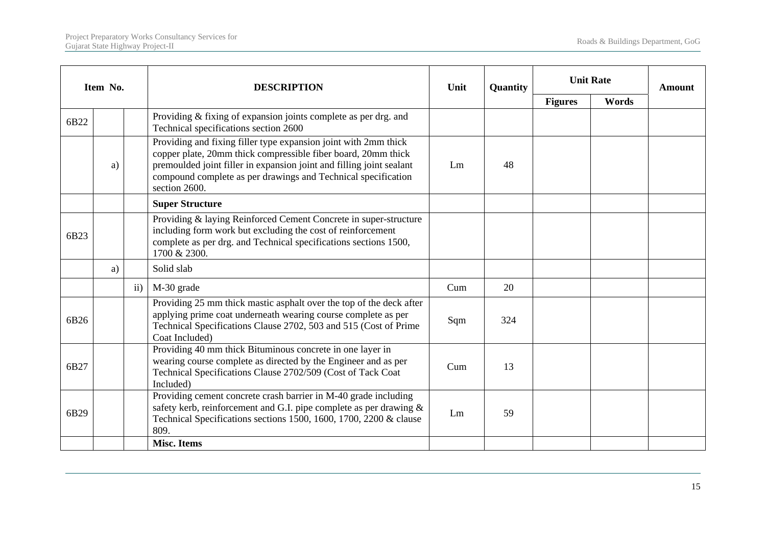| Item No. | | | DESCRIPTION | Unit | Quantity | Unit Rate | | Amount |
|---|---|---|---|---|---|---|---|---|
| | | | | | | Figures | Words | |
| 6B22 | | | Providing & fixing of expansion joints complete as per drg. and Technical specifications section 2600 | | | | | |
| | a) | | Providing and fixing filler type expansion joint with 2mm thick copper plate, 20mm thick compressible fiber board, 20mm thick premoulded joint filler in expansion joint and filling joint sealant compound complete as per drawings and Technical specification section 2600. | Lm | 48 | | | |
| | | | **Super Structure** | | | | | |
| 6B23 | | | Providing & laying Reinforced Cement Concrete in super-structure including form work but excluding the cost of reinforcement complete as per drg. and Technical specifications sections 1500, 1700 & 2300. | | | | | |
| | a) | | Solid slab | | | | | |
| | | ii) | M-30 grade | Cum | 20 | | | |
| 6B26 | | | Providing 25 mm thick mastic asphalt over the top of the deck after applying prime coat underneath wearing course complete as per Technical Specifications Clause 2702, 503 and 515 (Cost of Prime Coat Included) | Sqm | 324 | | | |
| 6B27 | | | Providing 40 mm thick Bituminous concrete in one layer in wearing course complete as directed by the Engineer and as per Technical Specifications Clause 2702/509 (Cost of Tack Coat Included) | Cum | 13 | | | |
| 6B29 | | | Providing cement concrete crash barrier in M-40 grade including safety kerb, reinforcement and G.I. pipe complete as per drawing & Technical Specifications sections 1500, 1600, 1700, 2200 & clause 809. | Lm | 59 | | | |
| | | | **Misc. Items** | | | | | |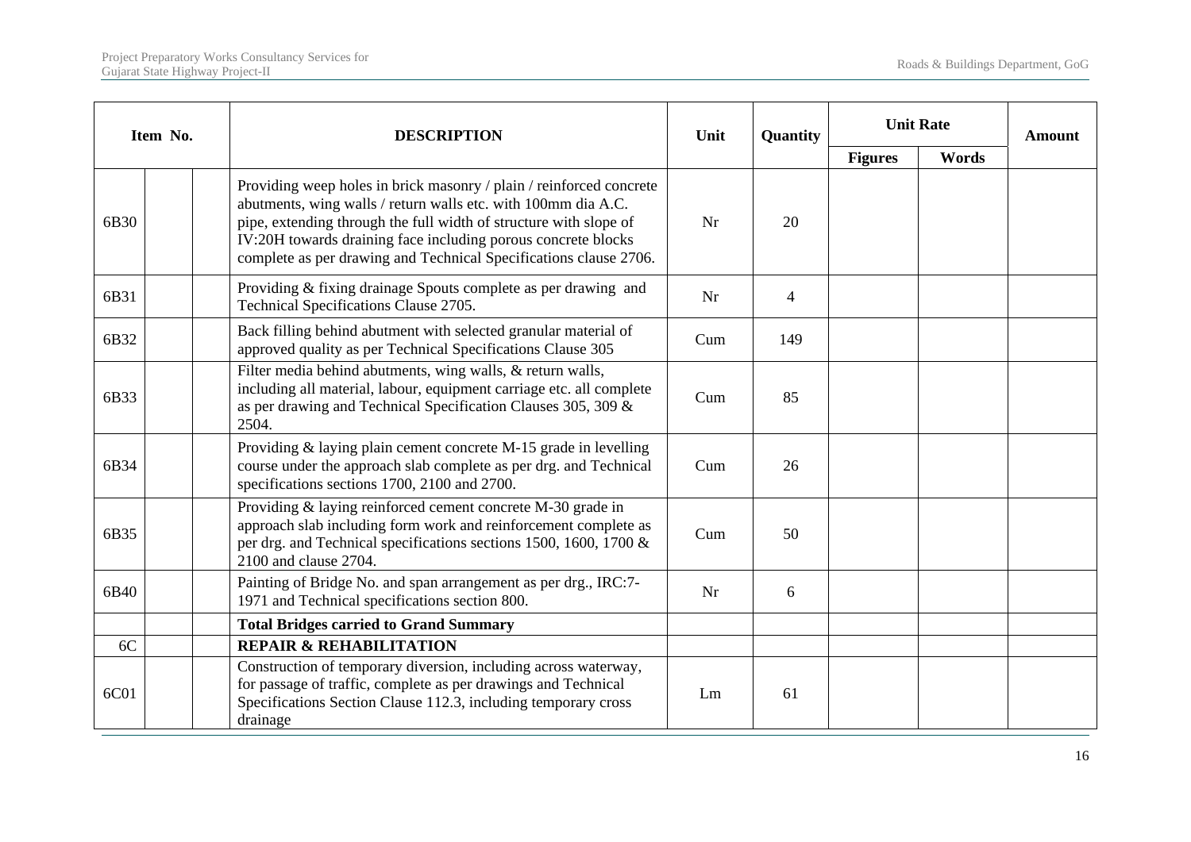| Item No. | | | DESCRIPTION | Unit | Quantity | Unit Rate | | Amount |
|---|---|---|---|---|---|---|---|---|
| | | | | | | Figures | Words | |
| 6B30 | | | Providing weep holes in brick masonry / plain / reinforced concrete abutments, wing walls / return walls etc. with 100mm dia A.C. pipe, extending through the full width of structure with slope of IV:20H towards draining face including porous concrete blocks complete as per drawing and Technical Specifications clause 2706. | Nr | 20 | | | |
| 6B31 | | | Providing & fixing drainage Spouts complete as per drawing and Technical Specifications Clause 2705. | Nr | 4 | | | |
| 6B32 | | | Back filling behind abutment with selected granular material of approved quality as per Technical Specifications Clause 305 | Cum | 149 | | | |
| 6B33 | | | Filter media behind abutments, wing walls, & return walls, including all material, labour, equipment carriage etc. all complete as per drawing and Technical Specification Clauses 305, 309 & 2504. | Cum | 85 | | | |
| 6B34 | | | Providing & laying plain cement concrete M-15 grade in levelling course under the approach slab complete as per drg. and Technical specifications sections 1700, 2100 and 2700. | Cum | 26 | | | |
| 6B35 | | | Providing & laying reinforced cement concrete M-30 grade in approach slab including form work and reinforcement complete as per drg. and Technical specifications sections 1500, 1600, 1700 & 2100 and clause 2704. | Cum | 50 | | | |
| 6B40 | | | Painting of Bridge No. and span arrangement as per drg., IRC:7-1971 and Technical specifications section 800. | Nr | 6 | | | |
| | | | **Total Bridges carried to Grand Summary** | | | | | |
| 6C | | | **REPAIR & REHABILITATION** | | | | | |
| 6C01 | | | Construction of temporary diversion, including across waterway, for passage of traffic, complete as per drawings and Technical Specifications Section Clause 112.3, including temporary cross drainage | Lm | 61 | | | |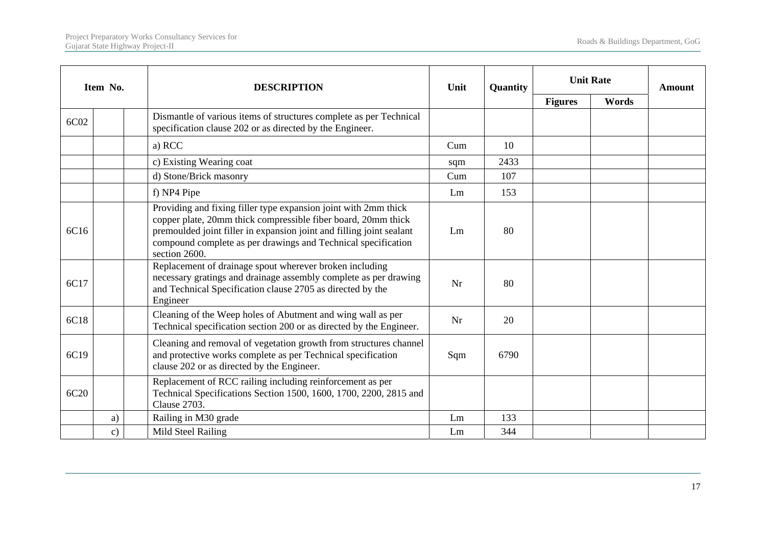| Item No. | | | DESCRIPTION | Unit | Quantity | Unit Rate | | Amount |
|---|---|---|---|---|---|---|---|---|
| | | | | | | Figures | Words | |
| 6C02 | | | Dismantle of various items of structures complete as per Technical specification clause 202 or as directed by the Engineer. | | | | | |
| | | | a) RCC | Cum | 10 | | | |
| | | | c) Existing Wearing coat | sqm | 2433 | | | |
| | | | d) Stone/Brick masonry | Cum | 107 | | | |
| | | | f) NP4 Pipe | Lm | 153 | | | |
| 6C16 | | | Providing and fixing filler type expansion joint with 2mm thick copper plate, 20mm thick compressible fiber board, 20mm thick premoulded joint filler in expansion joint and filling joint sealant compound complete as per drawings and Technical specification section 2600. | Lm | 80 | | | |
| 6C17 | | | Replacement of drainage spout wherever broken including necessary gratings and drainage assembly complete as per drawing and Technical Specification clause 2705 as directed by the Engineer | Nr | 80 | | | |
| 6C18 | | | Cleaning of the Weep holes of Abutment and wing wall as per Technical specification section 200 or as directed by the Engineer. | Nr | 20 | | | |
| 6C19 | | | Cleaning and removal of vegetation growth from structures channel and protective works complete as per Technical specification clause 202 or as directed by the Engineer. | Sqm | 6790 | | | |
| 6C20 | | | Replacement of RCC railing including reinforcement as per Technical Specifications Section 1500, 1600, 1700, 2200, 2815 and Clause 2703. | | | | | |
| | a) | | Railing in M30 grade | Lm | 133 | | | |
| | c) | | Mild Steel Railing | Lm | 344 | | | |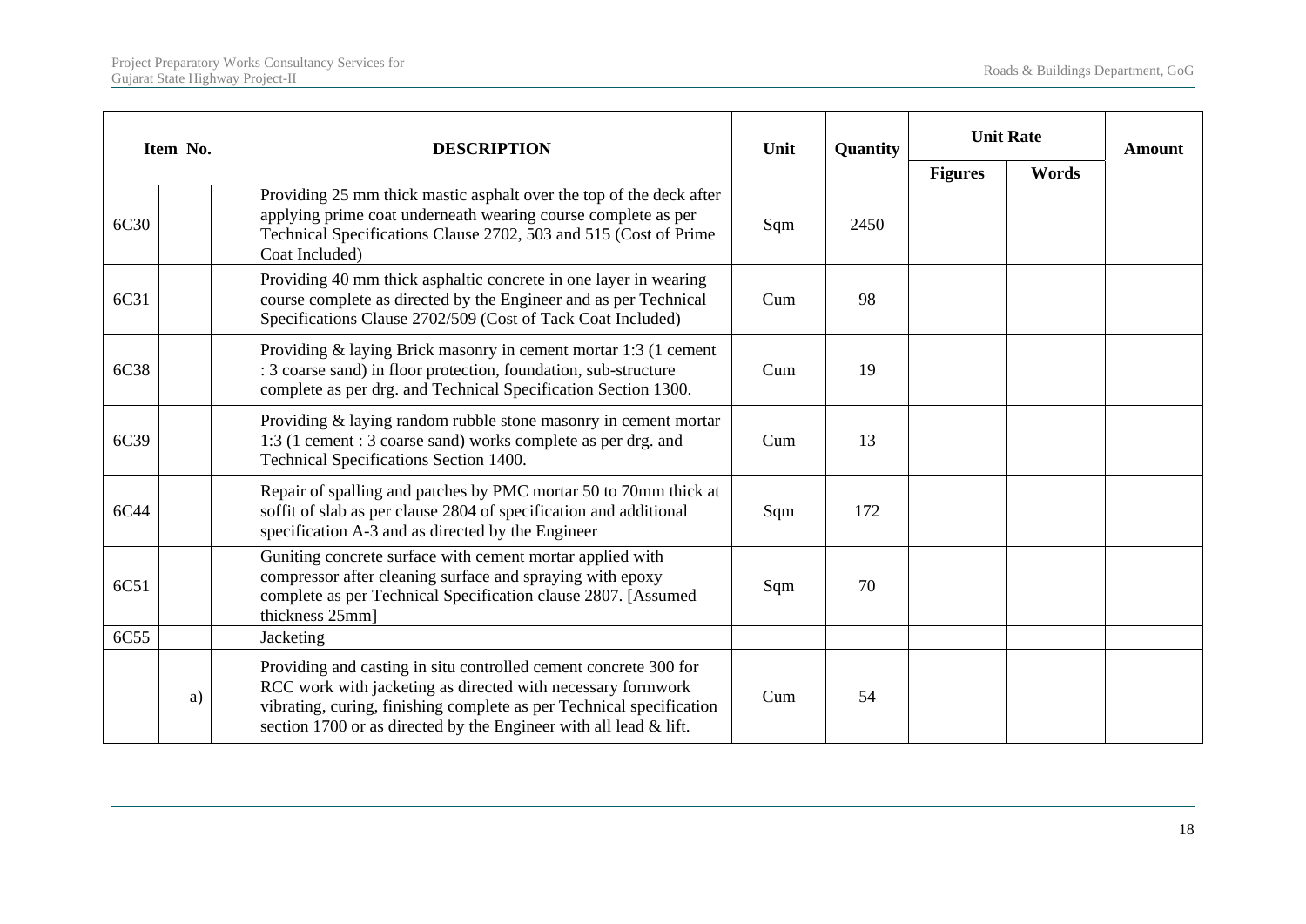| Item No. | | | DESCRIPTION | Unit | Quantity | Unit Rate | | Amount |
|---|---|---|---|---|---|---|---|---|
| | | | | | | Figures | Words | |
| 6C30 | | | Providing 25 mm thick mastic asphalt over the top of the deck after applying prime coat underneath wearing course complete as per Technical Specifications Clause 2702, 503 and 515 (Cost of Prime Coat Included) | Sqm | 2450 | | | |
| 6C31 | | | Providing 40 mm thick asphaltic concrete in one layer in wearing course complete as directed by the Engineer and as per Technical Specifications Clause 2702/509 (Cost of Tack Coat Included) | Cum | 98 | | | |
| 6C38 | | | Providing & laying Brick masonry in cement mortar 1:3 (1 cement : 3 coarse sand) in floor protection, foundation, sub-structure complete as per drg. and Technical Specification Section 1300. | Cum | 19 | | | |
| 6C39 | | | Providing & laying random rubble stone masonry in cement mortar 1:3 (1 cement : 3 coarse sand) works complete as per drg. and Technical Specifications Section 1400. | Cum | 13 | | | |
| 6C44 | | | Repair of spalling and patches by PMC mortar 50 to 70mm thick at soffit of slab as per clause 2804 of specification and additional specification A-3 and as directed by the Engineer | Sqm | 172 | | | |
| 6C51 | | | Guniting concrete surface with cement mortar applied with compressor after cleaning surface and spraying with epoxy complete as per Technical Specification clause 2807. [Assumed thickness 25mm] | Sqm | 70 | | | |
| 6C55 | | | Jacketing | | | | | |
| | a) | | Providing and casting in situ controlled cement concrete 300 for RCC work with jacketing as directed with necessary formwork vibrating, curing, finishing complete as per Technical specification section 1700 or as directed by the Engineer with all lead & lift. | Cum | 54 | | | |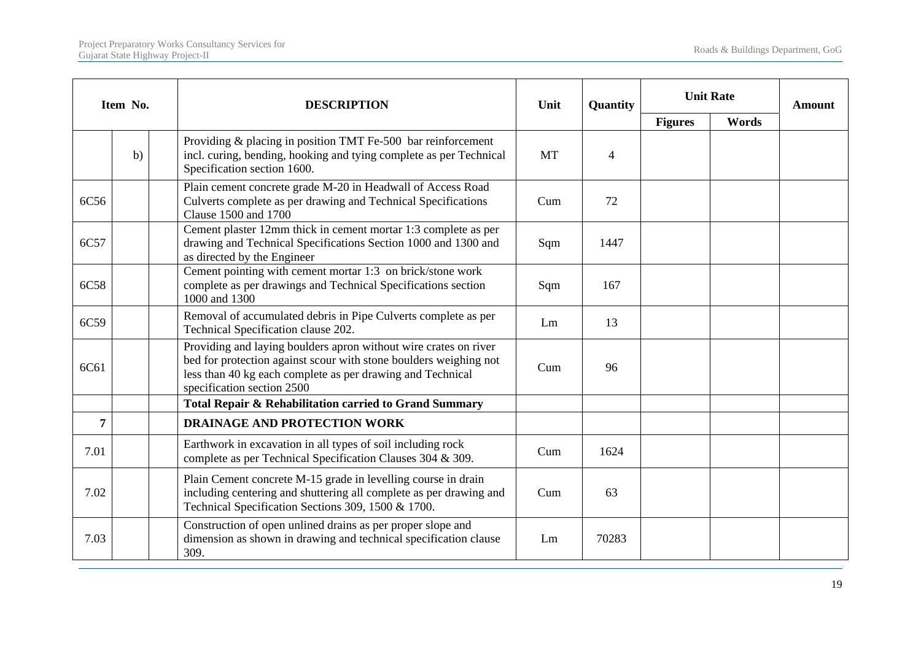| Item No. | | | DESCRIPTION | Unit | Quantity | Unit Rate | | Amount |
|---|---|---|---|---|---|---|---|---|
| | | | | | | Figures | Words | |
| | b) | | Providing & placing in position TMT Fe-500 bar reinforcement incl. curing, bending, hooking and tying complete as per Technical Specification section 1600. | MT | 4 | | | |
| 6C56 | | | Plain cement concrete grade M-20 in Headwall of Access Road Culverts complete as per drawing and Technical Specifications Clause 1500 and 1700 | Cum | 72 | | | |
| 6C57 | | | Cement plaster 12mm thick in cement mortar 1:3 complete as per drawing and Technical Specifications Section 1000 and 1300 and as directed by the Engineer | Sqm | 1447 | | | |
| 6C58 | | | Cement pointing with cement mortar 1:3 on brick/stone work complete as per drawings and Technical Specifications section 1000 and 1300 | Sqm | 167 | | | |
| 6C59 | | | Removal of accumulated debris in Pipe Culverts complete as per Technical Specification clause 202. | Lm | 13 | | | |
| 6C61 | | | Providing and laying boulders apron without wire crates on river bed for protection against scour with stone boulders weighing not less than 40 kg each complete as per drawing and Technical specification section 2500 | Cum | 96 | | | |
| | | | **Total Repair & Rehabilitation carried to Grand Summary** | | | | | |
| **7** | | | **DRAINAGE AND PROTECTION WORK** | | | | | |
| 7.01 | | | Earthwork in excavation in all types of soil including rock complete as per Technical Specification Clauses 304 & 309. | Cum | 1624 | | | |
| 7.02 | | | Plain Cement concrete M-15 grade in levelling course in drain including centering and shuttering all complete as per drawing and Technical Specification Sections 309, 1500 & 1700. | Cum | 63 | | | |
| 7.03 | | | Construction of open unlined drains as per proper slope and dimension as shown in drawing and technical specification clause 309. | Lm | 70283 | | | |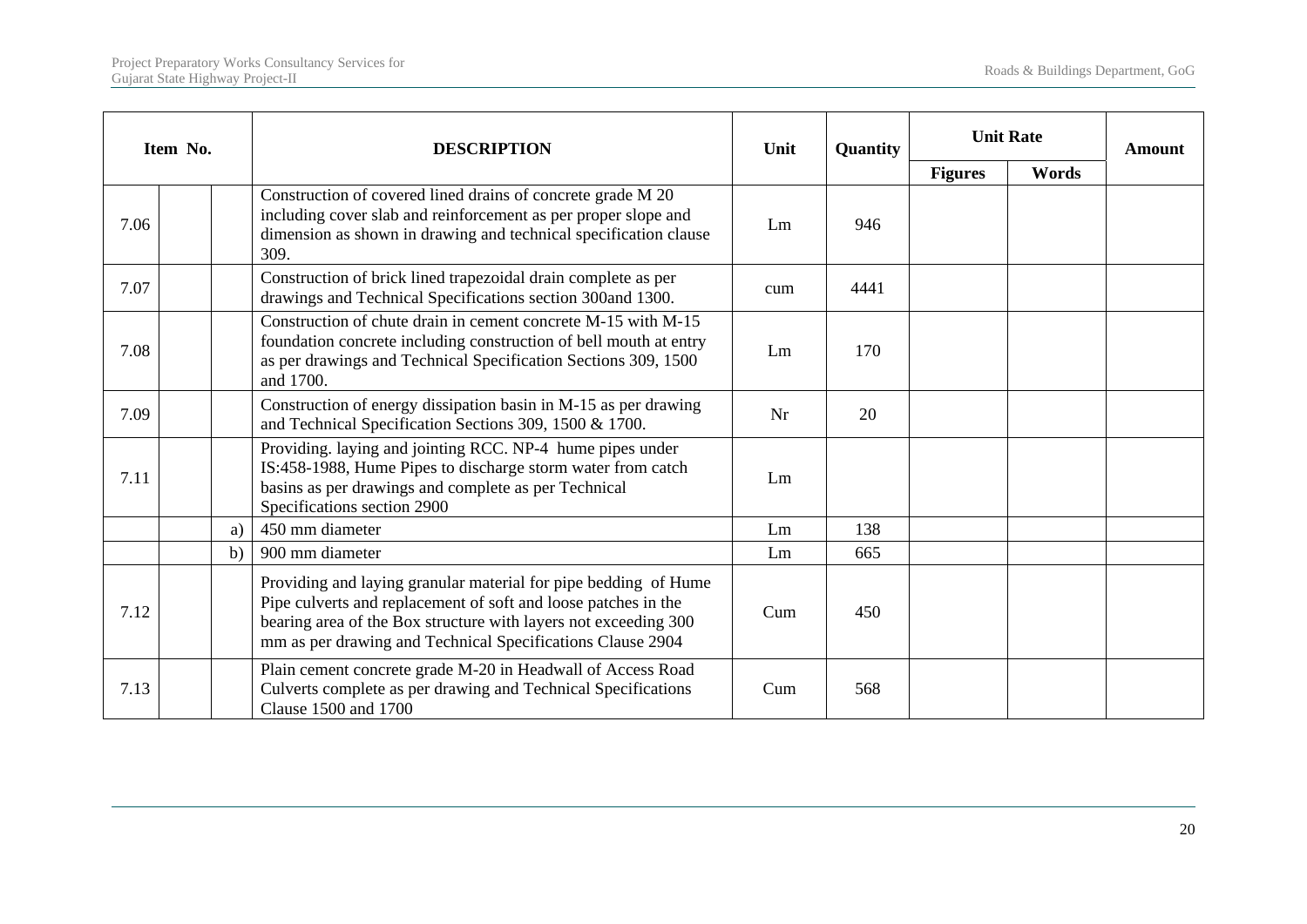| Item No. | | | DESCRIPTION | Unit | Quantity | Unit Rate | | Amount |
|---|---|---|---|---|---|---|---|---|
| | | | | | | Figures | Words | |
| 7.06 | | | Construction of covered lined drains of concrete grade M 20 including cover slab and reinforcement as per proper slope and dimension as shown in drawing and technical specification clause 309. | Lm | 946 | | | |
| 7.07 | | | Construction of brick lined trapezoidal drain complete as per drawings and Technical Specifications section 300and 1300. | cum | 4441 | | | |
| 7.08 | | | Construction of chute drain in cement concrete M-15 with M-15 foundation concrete including construction of bell mouth at entry as per drawings and Technical Specification Sections 309, 1500 and 1700. | Lm | 170 | | | |
| 7.09 | | | Construction of energy dissipation basin in M-15 as per drawing and Technical Specification Sections 309, 1500 & 1700. | Nr | 20 | | | |
| 7.11 | | | Providing. laying and jointing RCC. NP-4 hume pipes under IS:458-1988, Hume Pipes to discharge storm water from catch basins as per drawings and complete as per Technical Specifications section 2900 | Lm | | | | |
| | | a) | 450 mm diameter | Lm | 138 | | | |
| | | b) | 900 mm diameter | Lm | 665 | | | |
| 7.12 | | | Providing and laying granular material for pipe bedding of Hume Pipe culverts and replacement of soft and loose patches in the bearing area of the Box structure with layers not exceeding 300 mm as per drawing and Technical Specifications Clause 2904 | Cum | 450 | | | |
| 7.13 | | | Plain cement concrete grade M-20 in Headwall of Access Road Culverts complete as per drawing and Technical Specifications Clause 1500 and 1700 | Cum | 568 | | | |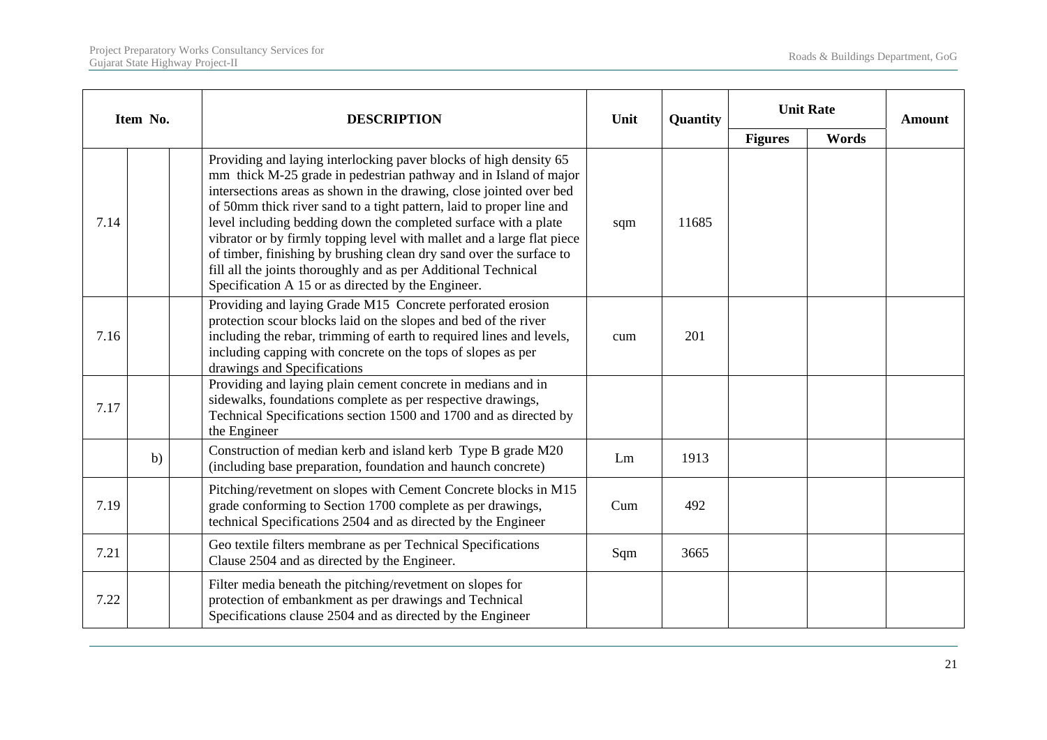| Item No. | | | DESCRIPTION | Unit | Quantity | Unit Rate | | Amount |
|---|---|---|---|---|---|---|---|---|
| | | | | | | Figures | Words | |
| 7.14 | | | Providing and laying interlocking paver blocks of high density 65 mm thick M-25 grade in pedestrian pathway and in Island of major intersections areas as shown in the drawing, close jointed over bed of 50mm thick river sand to a tight pattern, laid to proper line and level including bedding down the completed surface with a plate vibrator or by firmly topping level with mallet and a large flat piece of timber, finishing by brushing clean dry sand over the surface to fill all the joints thoroughly and as per Additional Technical Specification A 15 or as directed by the Engineer. | sqm | 11685 | | | |
| 7.16 | | | Providing and laying Grade M15 Concrete perforated erosion protection scour blocks laid on the slopes and bed of the river including the rebar, trimming of earth to required lines and levels, including capping with concrete on the tops of slopes as per drawings and Specifications | cum | 201 | | | |
| 7.17 | | | Providing and laying plain cement concrete in medians and in sidewalks, foundations complete as per respective drawings, Technical Specifications section 1500 and 1700 and as directed by the Engineer | | | | | |
| | b) | | Construction of median kerb and island kerb Type B grade M20 (including base preparation, foundation and haunch concrete) | Lm | 1913 | | | |
| 7.19 | | | Pitching/revetment on slopes with Cement Concrete blocks in M15 grade conforming to Section 1700 complete as per drawings, technical Specifications 2504 and as directed by the Engineer | Cum | 492 | | | |
| 7.21 | | | Geo textile filters membrane as per Technical Specifications Clause 2504 and as directed by the Engineer. | Sqm | 3665 | | | |
| 7.22 | | | Filter media beneath the pitching/revetment on slopes for protection of embankment as per drawings and Technical Specifications clause 2504 and as directed by the Engineer | | | | | |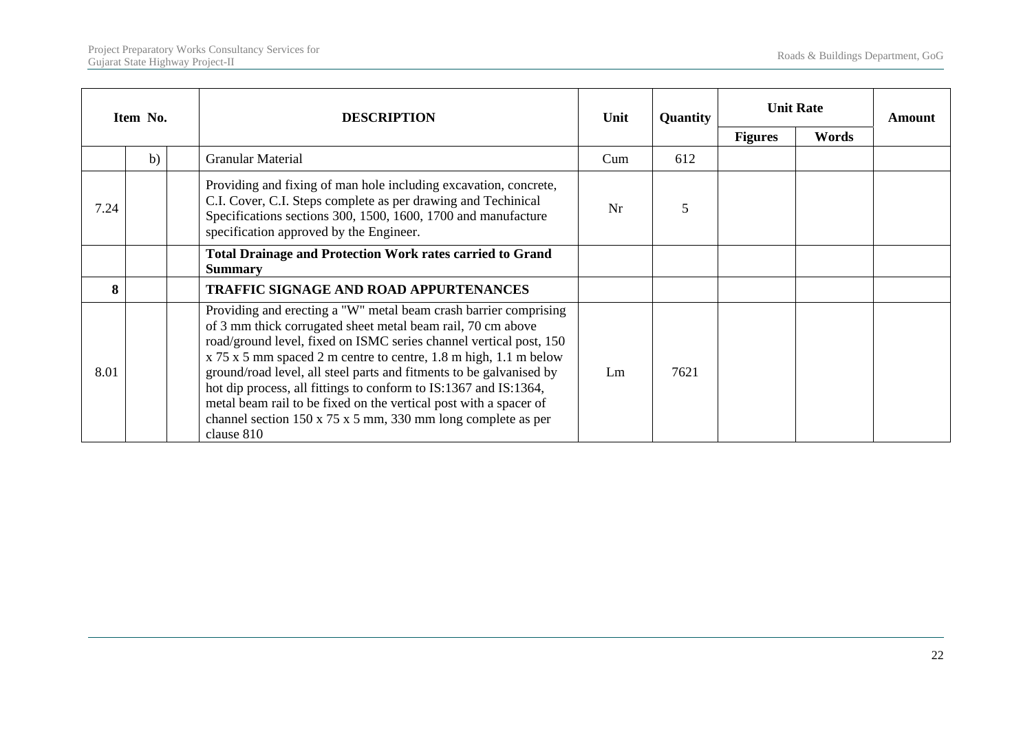| Item No. | | | DESCRIPTION | Unit | Quantity | Unit Rate | | Amount |
|---|---|---|---|---|---|---|---|---|
| | | | | | | Figures | Words | |
| | b) | | Granular Material | Cum | 612 | | | |
| 7.24 | | | Providing and fixing of man hole including excavation, concrete, C.I. Cover, C.I. Steps complete as per drawing and Techinical Specifications sections 300, 1500, 1600, 1700 and manufacture specification approved by the Engineer. | Nr | 5 | | | |
| | | | **Total Drainage and Protection Work rates carried to Grand Summary** | | | | | |
| **8** | | | **TRAFFIC SIGNAGE AND ROAD APPURTENANCES** | | | | | |
| 8.01 | | | Providing and erecting a "W" metal beam crash barrier comprising of 3 mm thick corrugated sheet metal beam rail, 70 cm above road/ground level, fixed on ISMC series channel vertical post, 150 x 75 x 5 mm spaced 2 m centre to centre, 1.8 m high, 1.1 m below ground/road level, all steel parts and fitments to be galvanised by hot dip process, all fittings to conform to IS:1367 and IS:1364, metal beam rail to be fixed on the vertical post with a spacer of channel section 150 x 75 x 5 mm, 330 mm long complete as per clause 810 | Lm | 7621 | | | |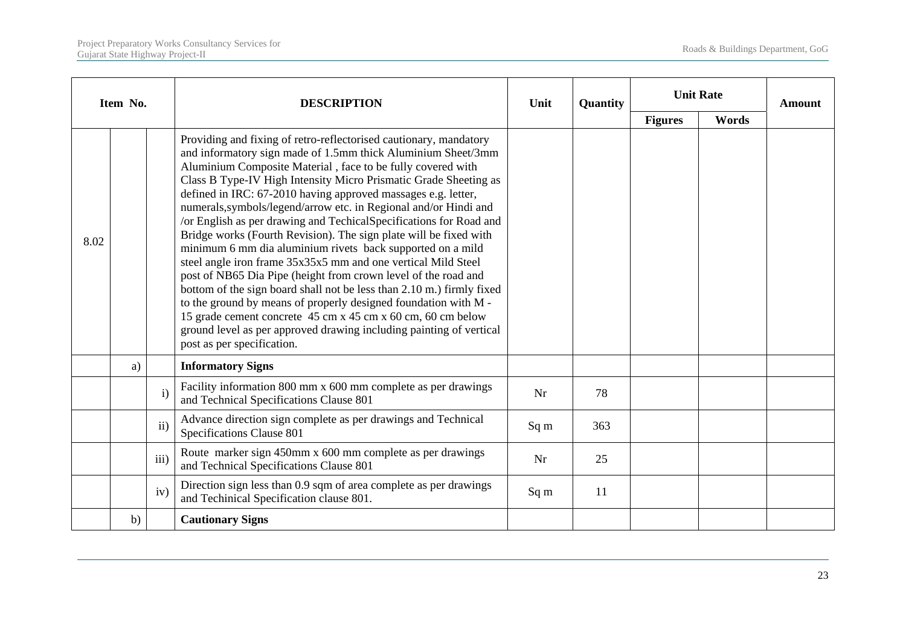| Item No. | | | DESCRIPTION | Unit | Quantity | Unit Rate | | Amount |
|---|---|---|---|---|---|---|---|---|
| | | | | | | Figures | Words | |
| 8.02 | | | Providing and fixing of retro-reflectorised cautionary, mandatory and informatory sign made of 1.5mm thick Aluminium Sheet/3mm Aluminium Composite Material , face to be fully covered with Class B Type-IV High Intensity Micro Prismatic Grade Sheeting as defined in IRC: 67-2010 having approved massages e.g. letter, numerals,symbols/legend/arrow etc. in Regional and/or Hindi and /or English as per drawing and TechicalSpecifications for Road and Bridge works (Fourth Revision). The sign plate will be fixed with minimum 6 mm dia aluminium rivets back supported on a mild steel angle iron frame 35x35x5 mm and one vertical Mild Steel post of NB65 Dia Pipe (height from crown level of the road and bottom of the sign board shall not be less than 2.10 m.) firmly fixed to the ground by means of properly designed foundation with M - 15 grade cement concrete 45 cm x 45 cm x 60 cm, 60 cm below ground level as per approved drawing including painting of vertical post as per specification. | | | | | |
| | a) | | **Informatory Signs** | | | | | |
| | | i) | Facility information 800 mm x 600 mm complete as per drawings and Technical Specifications Clause 801 | Nr | 78 | | | |
| | | ii) | Advance direction sign complete as per drawings and Technical Specifications Clause 801 | Sq m | 363 | | | |
| | | iii) | Route marker sign 450mm x 600 mm complete as per drawings and Technical Specifications Clause 801 | Nr | 25 | | | |
| | | iv) | Direction sign less than 0.9 sqm of area complete as per drawings and Techinical Specification clause 801. | Sq m | 11 | | | |
| | b) | | **Cautionary Signs** | | | | | |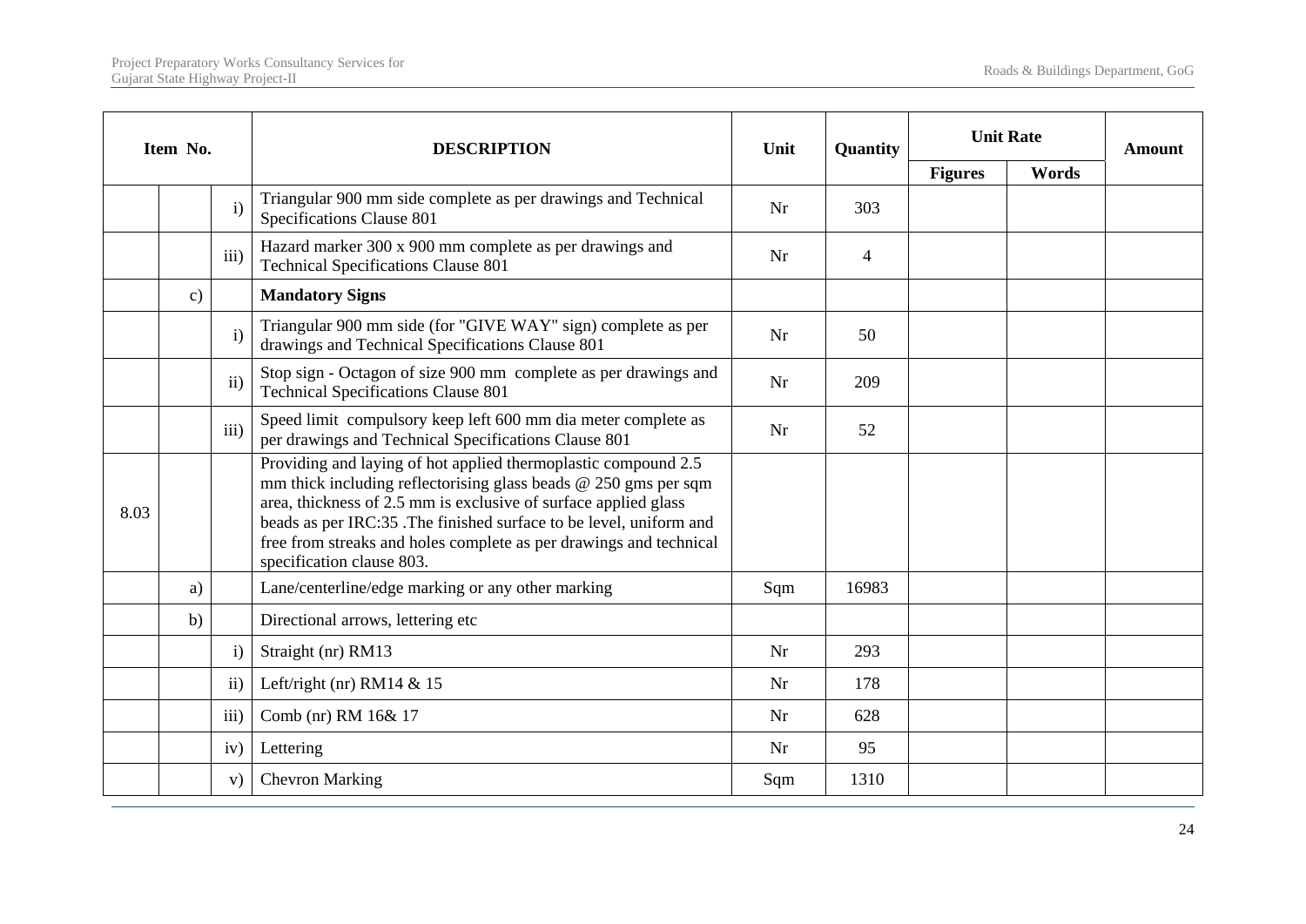| Item No. | | | DESCRIPTION | Unit | Quantity | Unit Rate | | Amount |
|---|---|---|---|---|---|---|---|---|
| | | | | | | Figures | Words | |
| | | i) | Triangular 900 mm side complete as per drawings and Technical Specifications Clause 801 | Nr | 303 | | | |
| | | iii) | Hazard marker 300 x 900 mm complete as per drawings and Technical Specifications Clause 801 | Nr | 4 | | | |
| | c) | | **Mandatory Signs** | | | | | |
| | | i) | Triangular 900 mm side (for "GIVE WAY" sign) complete as per drawings and Technical Specifications Clause 801 | Nr | 50 | | | |
| | | ii) | Stop sign - Octagon of size 900 mm complete as per drawings and Technical Specifications Clause 801 | Nr | 209 | | | |
| | | iii) | Speed limit compulsory keep left 600 mm dia meter complete as per drawings and Technical Specifications Clause 801 | Nr | 52 | | | |
| 8.03 | | | Providing and laying of hot applied thermoplastic compound 2.5 mm thick including reflectorising glass beads @ 250 gms per sqm area, thickness of 2.5 mm is exclusive of surface applied glass beads as per IRC:35 .The finished surface to be level, uniform and free from streaks and holes complete as per drawings and technical specification clause 803. | | | | | |
| | a) | | Lane/centerline/edge marking or any other marking | Sqm | 16983 | | | |
| | b) | | Directional arrows, lettering etc | | | | | |
| | | i) | Straight (nr) RM13 | Nr | 293 | | | |
| | | ii) | Left/right (nr) RM14 & 15 | Nr | 178 | | | |
| | | iii) | Comb (nr) RM 16& 17 | Nr | 628 | | | |
| | | iv) | Lettering | Nr | 95 | | | |
| | | v) | Chevron Marking | Sqm | 1310 | | | |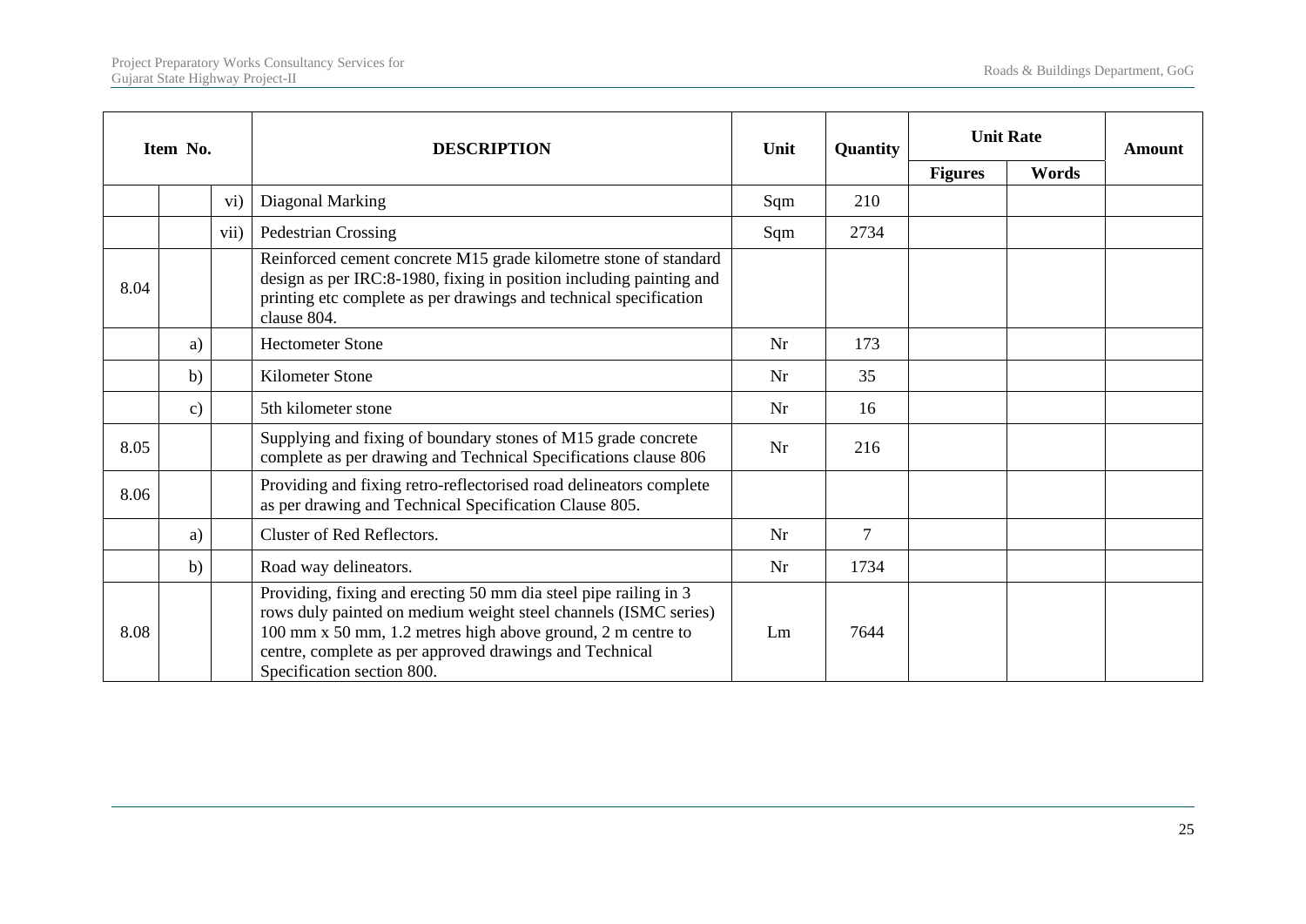| Item No. | | | DESCRIPTION | Unit | Quantity | Unit Rate | | Amount |
|---|---|---|---|---|---|---|---|---|
| | | | | | | Figures | Words | |
| | | vi) | Diagonal Marking | Sqm | 210 | | | |
| | | vii) | Pedestrian Crossing | Sqm | 2734 | | | |
| 8.04 | | | Reinforced cement concrete M15 grade kilometre stone of standard design as per IRC:8-1980, fixing in position including painting and printing etc complete as per drawings and technical specification clause 804. | | | | | |
| | a) | | Hectometer Stone | Nr | 173 | | | |
| | b) | | Kilometer Stone | Nr | 35 | | | |
| | c) | | 5th kilometer stone | Nr | 16 | | | |
| 8.05 | | | Supplying and fixing of boundary stones of M15 grade concrete complete as per drawing and Technical Specifications clause 806 | Nr | 216 | | | |
| 8.06 | | | Providing and fixing retro-reflectorised road delineators complete as per drawing and Technical Specification Clause 805. | | | | | |
| | a) | | Cluster of Red Reflectors. | Nr | 7 | | | |
| | b) | | Road way delineators. | Nr | 1734 | | | |
| 8.08 | | | Providing, fixing and erecting 50 mm dia steel pipe railing in 3 rows duly painted on medium weight steel channels (ISMC series) 100 mm x 50 mm, 1.2 metres high above ground, 2 m centre to centre, complete as per approved drawings and Technical Specification section 800. | Lm | 7644 | | | |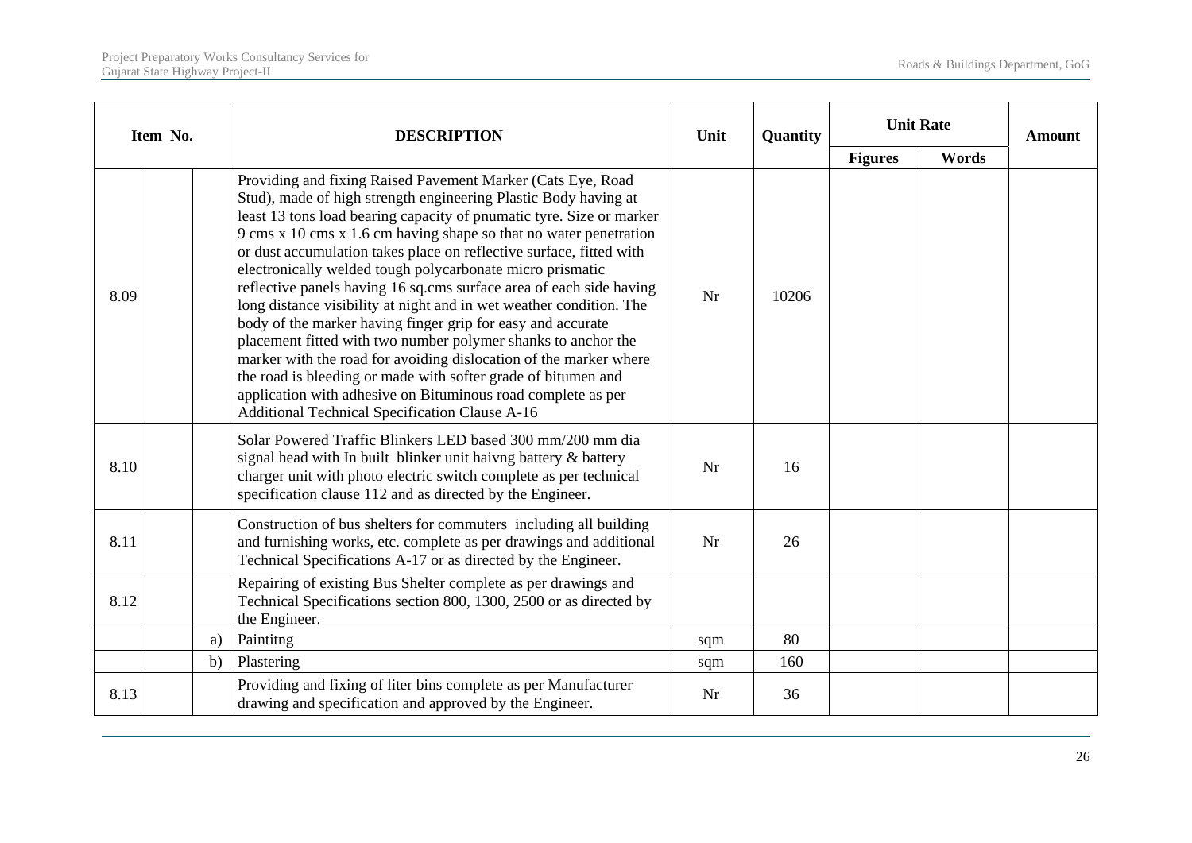| Item No. | | | DESCRIPTION | Unit | Quantity | Unit Rate | | Amount |
|---|---|---|---|---|---|---|---|---|
| | | | | | | Figures | Words | |
| 8.09 | | | Providing and fixing Raised Pavement Marker (Cats Eye, Road Stud), made of high strength engineering Plastic Body having at least 13 tons load bearing capacity of pnumatic tyre. Size or marker 9 cms x 10 cms x 1.6 cm having shape so that no water penetration or dust accumulation takes place on reflective surface, fitted with electronically welded tough polycarbonate micro prismatic reflective panels having 16 sq.cms surface area of each side having long distance visibility at night and in wet weather condition. The body of the marker having finger grip for easy and accurate placement fitted with two number polymer shanks to anchor the marker with the road for avoiding dislocation of the marker where the road is bleeding or made with softer grade of bitumen and application with adhesive on Bituminous road complete as per Additional Technical Specification Clause A-16 | Nr | 10206 | | | |
| 8.10 | | | Solar Powered Traffic Blinkers LED based 300 mm/200 mm dia signal head with In built blinker unit haivng battery & battery charger unit with photo electric switch complete as per technical specification clause 112 and as directed by the Engineer. | Nr | 16 | | | |
| 8.11 | | | Construction of bus shelters for commuters including all building and furnishing works, etc. complete as per drawings and additional Technical Specifications A-17 or as directed by the Engineer. | Nr | 26 | | | |
| 8.12 | | | Repairing of existing Bus Shelter complete as per drawings and Technical Specifications section 800, 1300, 2500 or as directed by the Engineer. | | | | | |
| | | a) | Paintitng | sqm | 80 | | | |
| | | b) | Plastering | sqm | 160 | | | |
| 8.13 | | | Providing and fixing of liter bins complete as per Manufacturer drawing and specification and approved by the Engineer. | Nr | 36 | | | |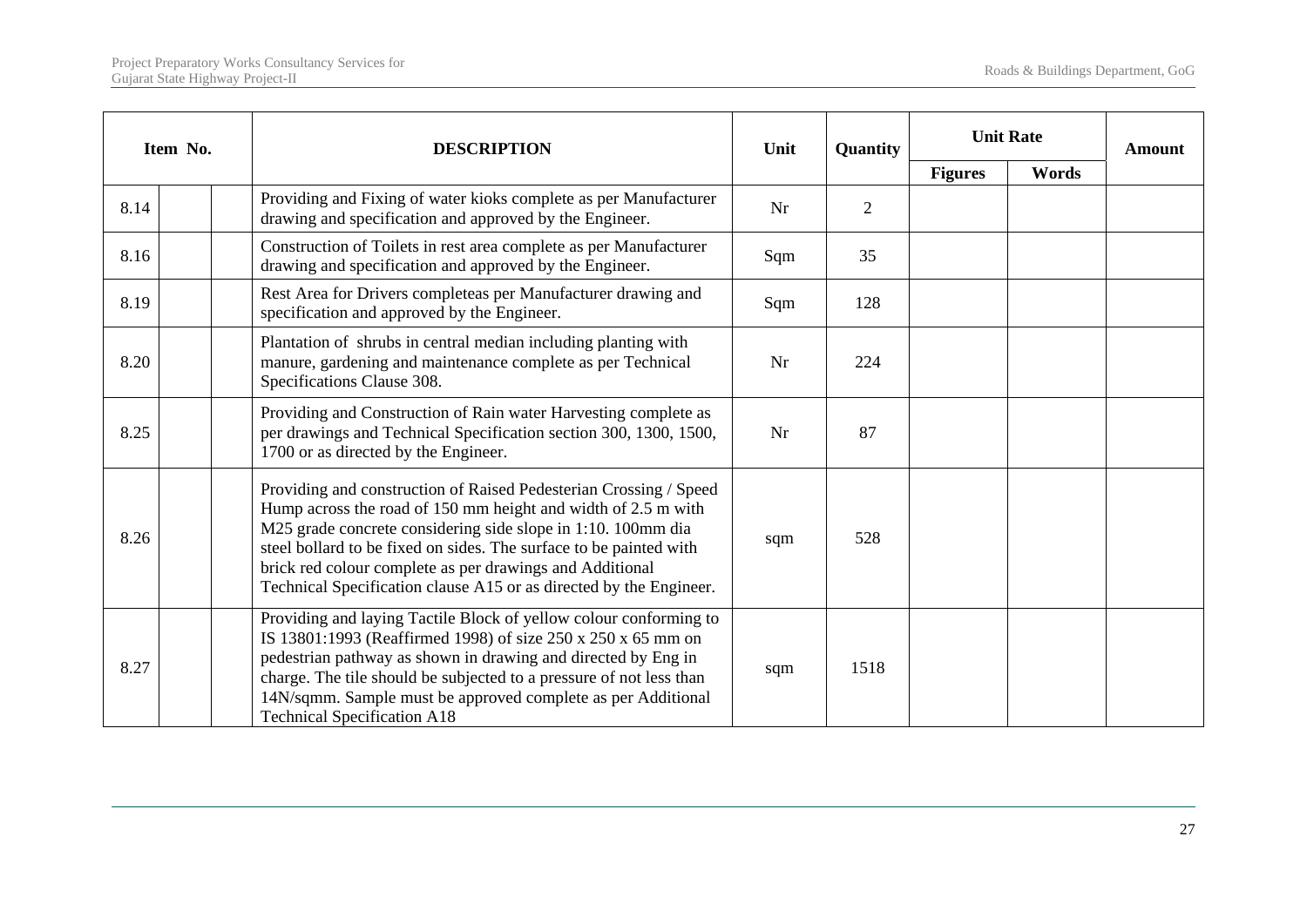| Item No. | | | DESCRIPTION | Unit | Quantity | Unit Rate | | Amount |
|---|---|---|---|---|---|---|---|---|
| | | | | | | Figures | Words | |
| 8.14 | | | Providing and Fixing of water kioks complete as per Manufacturer drawing and specification and approved by the Engineer. | Nr | 2 | | | |
| 8.16 | | | Construction of Toilets in rest area complete as per Manufacturer drawing and specification and approved by the Engineer. | Sqm | 35 | | | |
| 8.19 | | | Rest Area for Drivers completeas per Manufacturer drawing and specification and approved by the Engineer. | Sqm | 128 | | | |
| 8.20 | | | Plantation of shrubs in central median including planting with manure, gardening and maintenance complete as per Technical Specifications Clause 308. | Nr | 224 | | | |
| 8.25 | | | Providing and Construction of Rain water Harvesting complete as per drawings and Technical Specification section 300, 1300, 1500, 1700 or as directed by the Engineer. | Nr | 87 | | | |
| 8.26 | | | Providing and construction of Raised Pedesterian Crossing / Speed Hump across the road of 150 mm height and width of 2.5 m with M25 grade concrete considering side slope in 1:10. 100mm dia steel bollard to be fixed on sides. The surface to be painted with brick red colour complete as per drawings and Additional Technical Specification clause A15 or as directed by the Engineer. | sqm | 528 | | | |
| 8.27 | | | Providing and laying Tactile Block of yellow colour conforming to IS 13801:1993 (Reaffirmed 1998) of size 250 x 250 x 65 mm on pedestrian pathway as shown in drawing and directed by Eng in charge. The tile should be subjected to a pressure of not less than 14N/sqmm. Sample must be approved complete as per Additional Technical Specification A18 | sqm | 1518 | | | |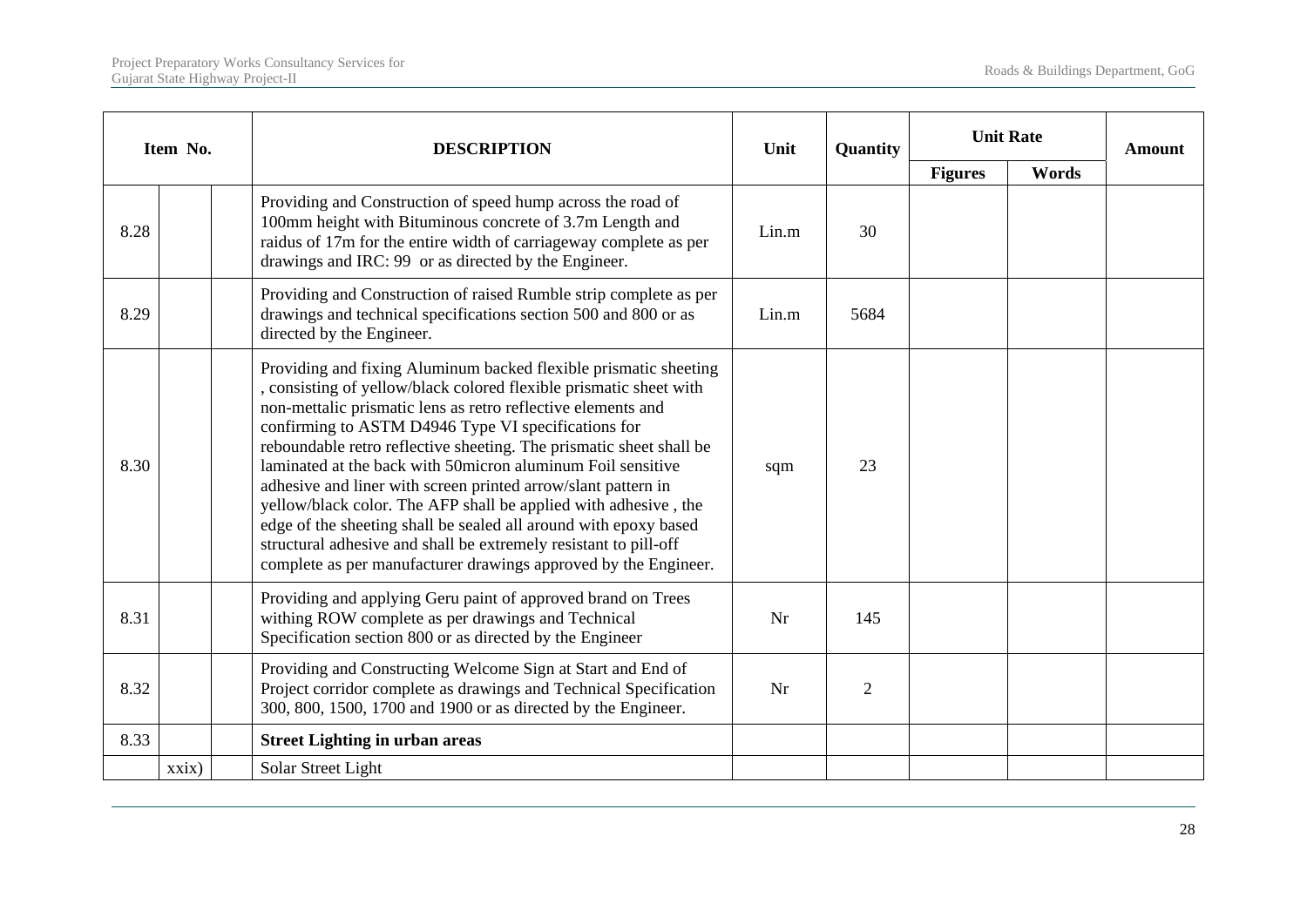| Item No. | | | DESCRIPTION | Unit | Quantity | Unit Rate | | Amount |
|---|---|---|---|---|---|---|---|---|
| | | | | | | Figures | Words | |
| 8.28 | | | Providing and Construction of speed hump across the road of 100mm height with Bituminous concrete of 3.7m Length and raidus of 17m for the entire width of carriageway complete as per drawings and IRC: 99 or as directed by the Engineer. | Lin.m | 30 | | | |
| 8.29 | | | Providing and Construction of raised Rumble strip complete as per drawings and technical specifications section 500 and 800 or as directed by the Engineer. | Lin.m | 5684 | | | |
| 8.30 | | | Providing and fixing Aluminum backed flexible prismatic sheeting , consisting of yellow/black colored flexible prismatic sheet with non-mettalic prismatic lens as retro reflective elements and confirming to ASTM D4946 Type VI specifications for reboundable retro reflective sheeting. The prismatic sheet shall be laminated at the back with 50micron aluminum Foil sensitive adhesive and liner with screen printed arrow/slant pattern in yellow/black color. The AFP shall be applied with adhesive , the edge of the sheeting shall be sealed all around with epoxy based structural adhesive and shall be extremely resistant to pill-off complete as per manufacturer drawings approved by the Engineer. | sqm | 23 | | | |
| 8.31 | | | Providing and applying Geru paint of approved brand on Trees withing ROW complete as per drawings and Technical Specification section 800 or as directed by the Engineer | Nr | 145 | | | |
| 8.32 | | | Providing and Constructing Welcome Sign at Start and End of Project corridor complete as drawings and Technical Specification 300, 800, 1500, 1700 and 1900 or as directed by the Engineer. | Nr | 2 | | | |
| 8.33 | | | **Street Lighting in urban areas** | | | | | |
| | xxix) | | Solar Street Light | | | | | |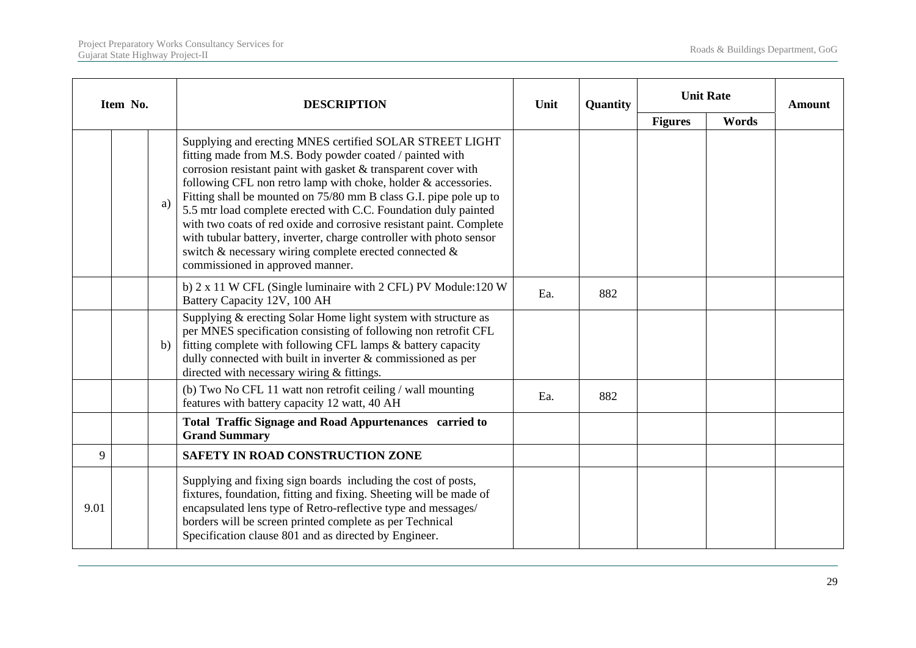| Item No. | | | DESCRIPTION | Unit | Quantity | Unit Rate | | Amount |
|---|---|---|---|---|---|---|---|---|
| | | | | | | Figures | Words | |
| | | a) | Supplying and erecting MNES certified SOLAR STREET LIGHT fitting made from M.S. Body powder coated / painted with corrosion resistant paint with gasket & transparent cover with following CFL non retro lamp with choke, holder & accessories. Fitting shall be mounted on 75/80 mm B class G.I. pipe pole up to 5.5 mtr load complete erected with C.C. Foundation duly painted with two coats of red oxide and corrosive resistant paint. Complete with tubular battery, inverter, charge controller with photo sensor switch & necessary wiring complete erected connected & commissioned in approved manner. | | | | | |
| | | | b) 2 x 11 W CFL (Single luminaire with 2 CFL) PV Module:120 W Battery Capacity 12V, 100 AH | Ea. | 882 | | | |
| | | b) | Supplying & erecting Solar Home light system with structure as per MNES specification consisting of following non retrofit CFL fitting complete with following CFL lamps & battery capacity dully connected with built in inverter & commissioned as per directed with necessary wiring & fittings. | | | | | |
| | | | (b) Two No CFL 11 watt non retrofit ceiling / wall mounting features with battery capacity 12 watt, 40 AH | Ea. | 882 | | | |
| | | | **Total Traffic Signage and Road Appurtenances carried to Grand Summary** | | | | | |
| 9 | | | **SAFETY IN ROAD CONSTRUCTION ZONE** | | | | | |
| 9.01 | | | Supplying and fixing sign boards including the cost of posts, fixtures, foundation, fitting and fixing. Sheeting will be made of encapsulated lens type of Retro-reflective type and messages/ borders will be screen printed complete as per Technical Specification clause 801 and as directed by Engineer. | | | | | |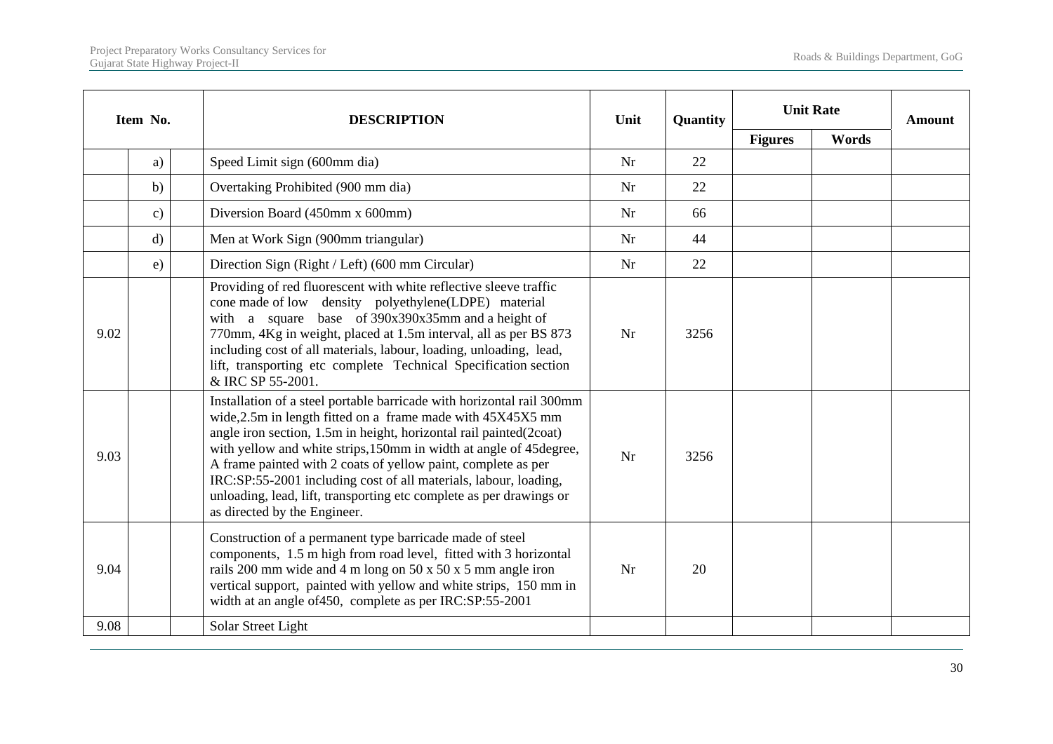| Item No. | | | DESCRIPTION | Unit | Quantity | Unit Rate | | Amount |
|---|---|---|---|---|---|---|---|---|
| | | | | | | Figures | Words | |
| | a) | | Speed Limit sign (600mm dia) | Nr | 22 | | | |
| | b) | | Overtaking Prohibited (900 mm dia) | Nr | 22 | | | |
| | c) | | Diversion Board (450mm x 600mm) | Nr | 66 | | | |
| | d) | | Men at Work Sign (900mm triangular) | Nr | 44 | | | |
| | e) | | Direction Sign (Right / Left) (600 mm Circular) | Nr | 22 | | | |
| 9.02 | | | Providing of red fluorescent with white reflective sleeve traffic cone made of low density polyethylene(LDPE) material with a square base of 390x390x35mm and a height of 770mm, 4Kg in weight, placed at 1.5m interval, all as per BS 873 including cost of all materials, labour, loading, unloading, lead, lift, transporting etc complete Technical Specification section & IRC SP 55-2001. | Nr | 3256 | | | |
| 9.03 | | | Installation of a steel portable barricade with horizontal rail 300mm wide,2.5m in length fitted on a frame made with 45X45X5 mm angle iron section, 1.5m in height, horizontal rail painted(2coat) with yellow and white strips,150mm in width at angle of 45degree, A frame painted with 2 coats of yellow paint, complete as per IRC:SP:55-2001 including cost of all materials, labour, loading, unloading, lead, lift, transporting etc complete as per drawings or as directed by the Engineer. | Nr | 3256 | | | |
| 9.04 | | | Construction of a permanent type barricade made of steel components, 1.5 m high from road level, fitted with 3 horizontal rails 200 mm wide and 4 m long on 50 x 50 x 5 mm angle iron vertical support, painted with yellow and white strips, 150 mm in width at an angle of450, complete as per IRC:SP:55-2001 | Nr | 20 | | | |
| 9.08 | | | Solar Street Light | | | | | |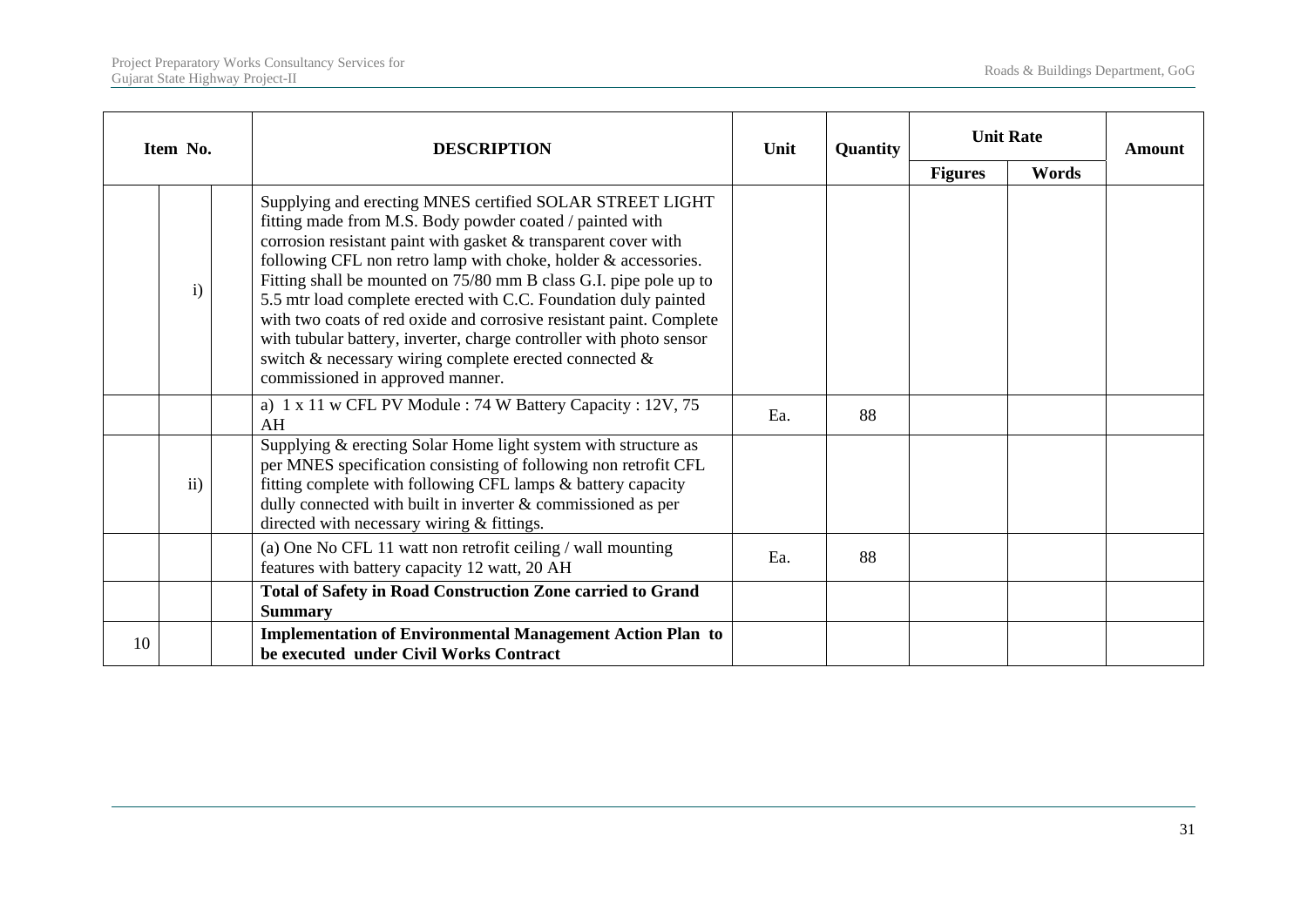| Item No. | | | DESCRIPTION | Unit | Quantity | Unit Rate | | Amount |
|---|---|---|---|---|---|---|---|---|
| | | | | | | Figures | Words | |
| | i) | | Supplying and erecting MNES certified SOLAR STREET LIGHT fitting made from M.S. Body powder coated / painted with corrosion resistant paint with gasket & transparent cover with following CFL non retro lamp with choke, holder & accessories. Fitting shall be mounted on 75/80 mm B class G.I. pipe pole up to 5.5 mtr load complete erected with C.C. Foundation duly painted with two coats of red oxide and corrosive resistant paint. Complete with tubular battery, inverter, charge controller with photo sensor switch & necessary wiring complete erected connected & commissioned in approved manner. | | | | | |
| | | | a) 1 x 11 w CFL PV Module : 74 W Battery Capacity : 12V, 75 AH | Ea. | 88 | | | |
| | ii) | | Supplying & erecting Solar Home light system with structure as per MNES specification consisting of following non retrofit CFL fitting complete with following CFL lamps & battery capacity dully connected with built in inverter & commissioned as per directed with necessary wiring & fittings. | | | | | |
| | | | (a) One No CFL 11 watt non retrofit ceiling / wall mounting features with battery capacity 12 watt, 20 AH | Ea. | 88 | | | |
| | | | **Total of Safety in Road Construction Zone carried to Grand Summary** | | | | | |
| 10 | | | **Implementation of Environmental Management Action Plan to be executed under Civil Works Contract** | | | | | |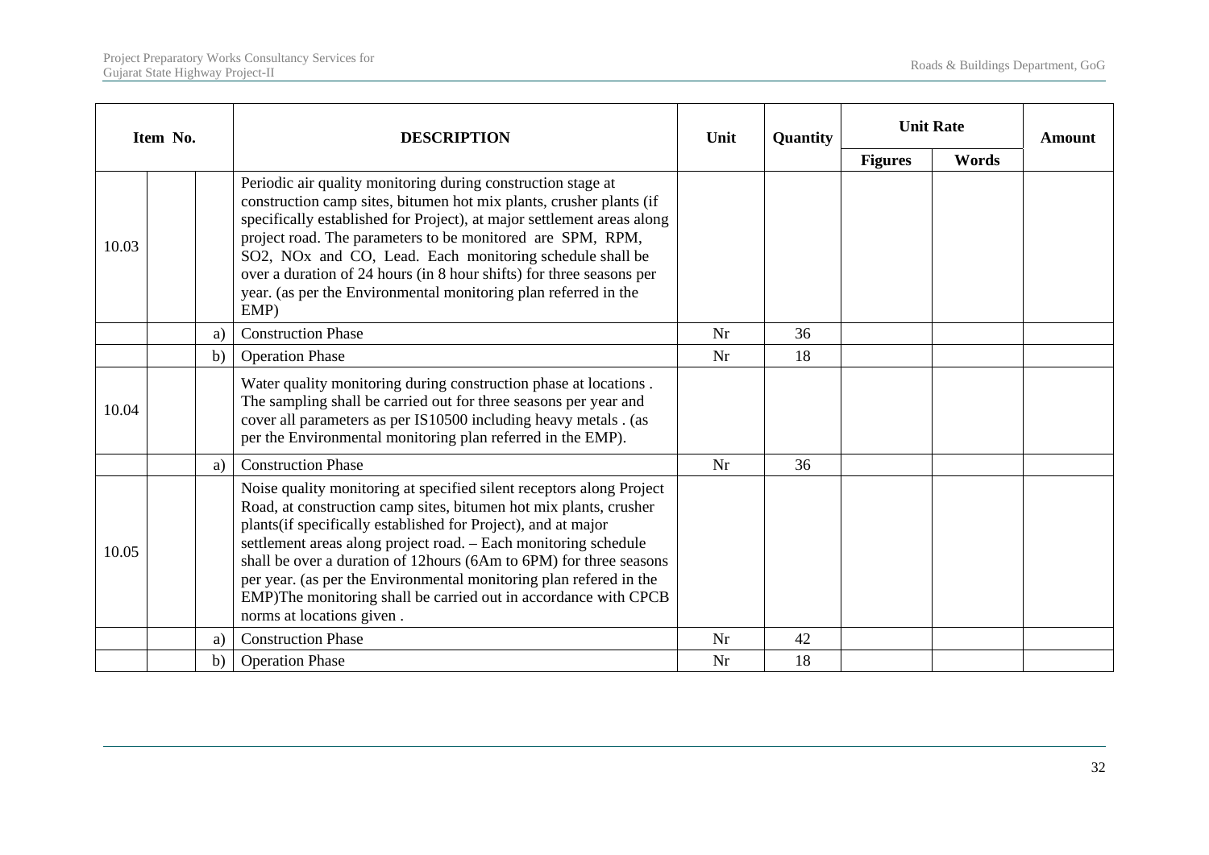| Item No. | | | DESCRIPTION | Unit | Quantity | Unit Rate | | Amount |
|---|---|---|---|---|---|---|---|---|
| | | | | | | Figures | Words | |
| 10.03 | | | Periodic air quality monitoring during construction stage at construction camp sites, bitumen hot mix plants, crusher plants (if specifically established for Project), at major settlement areas along project road. The parameters to be monitored are SPM, RPM, $SO_2$, $NO_x$ and CO, Lead. Each monitoring schedule shall be over a duration of 24 hours (in 8 hour shifts) for three seasons per year. (as per the Environmental monitoring plan referred in the EMP) | | | | | |
| | | a) | Construction Phase | Nr | 36 | | | |
| | | b) | Operation Phase | Nr | 18 | | | |
| 10.04 | | | Water quality monitoring during construction phase at locations . The sampling shall be carried out for three seasons per year and cover all parameters as per IS10500 including heavy metals . (as per the Environmental monitoring plan referred in the EMP). | | | | | |
| | | a) | Construction Phase | Nr | 36 | | | |
| 10.05 | | | Noise quality monitoring at specified silent receptors along Project Road, at construction camp sites, bitumen hot mix plants, crusher plants(if specifically established for Project), and at major settlement areas along project road. – Each monitoring schedule shall be over a duration of 12hours (6Am to 6PM) for three seasons per year. (as per the Environmental monitoring plan refered in the EMP)The monitoring shall be carried out in accordance with CPCB norms at locations given . | | | | | |
| | | a) | Construction Phase | Nr | 42 | | | |
| | | b) | Operation Phase | Nr | 18 | | | |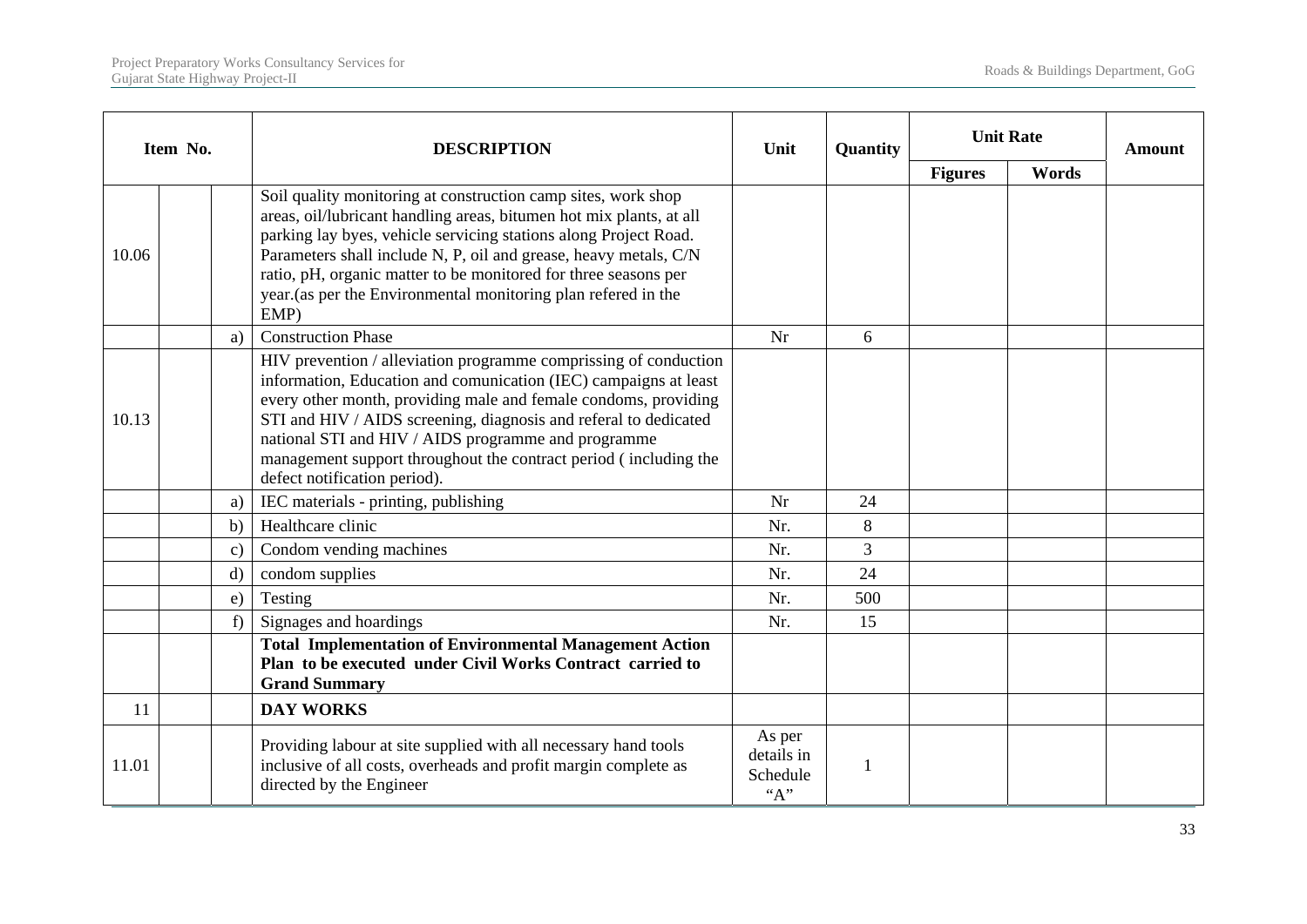| Item No. | | | DESCRIPTION | Unit | Quantity | Unit Rate | | Amount |
|---|---|---|---|---|---|---|---|---|
| | | | | | | Figures | Words | |
| 10.06 | | | Soil quality monitoring at construction camp sites, work shop areas, oil/lubricant handling areas, bitumen hot mix plants, at all parking lay byes, vehicle servicing stations along Project Road. Parameters shall include N, P, oil and grease, heavy metals, C/N ratio, pH, organic matter to be monitored for three seasons per year.(as per the Environmental monitoring plan refered in the EMP) | | | | | |
| | | a) | Construction Phase | Nr | 6 | | | |
| 10.13 | | | HIV prevention / alleviation programme comprissing of conduction information, Education and comunication (IEC) campaigns at least every other month, providing male and female condoms, providing STI and HIV / AIDS screening, diagnosis and referal to dedicated national STI and HIV / AIDS programme and programme management support throughout the contract period ( including the defect notification period). | | | | | |
| | | a) | IEC materials - printing, publishing | Nr | 24 | | | |
| | | b) | Healthcare clinic | Nr. | 8 | | | |
| | | c) | Condom vending machines | Nr. | 3 | | | |
| | | d) | condom supplies | Nr. | 24 | | | |
| | | e) | Testing | Nr. | 500 | | | |
| | | f) | Signages and hoardings | Nr. | 15 | | | |
| | | | **Total Implementation of Environmental Management Action Plan to be executed under Civil Works Contract carried to Grand Summary** | | | | | |
| 11 | | | **DAY WORKS** | | | | | |
| 11.01 | | | Providing labour at site supplied with all necessary hand tools inclusive of all costs, overheads and profit margin complete as directed by the Engineer | As per details in Schedule "A" | 1 | | | |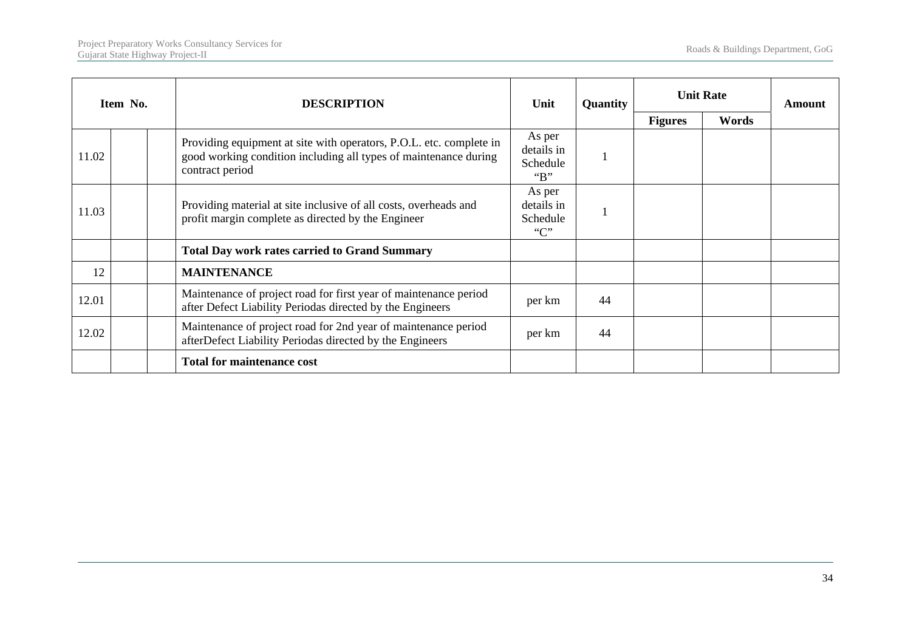| Item No. | | | DESCRIPTION | Unit | Quantity | Unit Rate | | Amount |
|---|---|---|---|---|---|---|---|---|
| | | | | | | Figures | Words | |
| 11.02 | | | Providing equipment at site with operators, P.O.L. etc. complete in good working condition including all types of maintenance during contract period | As per details in Schedule "B" | 1 | | | |
| 11.03 | | | Providing material at site inclusive of all costs, overheads and profit margin complete as directed by the Engineer | As per details in Schedule "C" | 1 | | | |
| | | | **Total Day work rates carried to Grand Summary** | | | | | |
| 12 | | | **MAINTENANCE** | | | | | |
| 12.01 | | | Maintenance of project road for first year of maintenance period after Defect Liability Periodas directed by the Engineers | per km | 44 | | | |
| 12.02 | | | Maintenance of project road for 2nd year of maintenance period afterDefect Liability Periodas directed by the Engineers | per km | 44 | | | |
| | | | **Total for maintenance cost** | | | | | |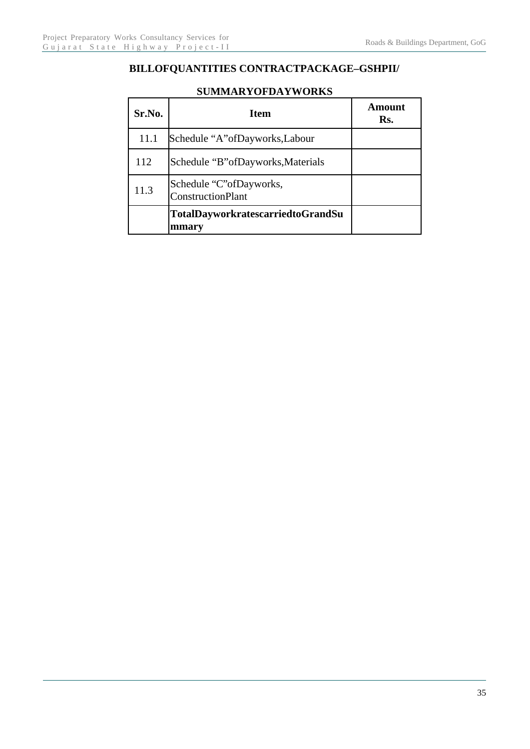## BILLOFQUANTITIES CONTRACTPACKAGE–GSHPII/

### SUMMARYOFDAYWORKS

| Sr.No. | Item | Amount Rs. |
|---|---|---|
| 11.1 | Schedule “A”ofDayworks,Labour | |
| 112 | Schedule “B”ofDayworks,Materials | |
| 11.3 | Schedule “C”ofDayworks, ConstructionPlant | |
| | **TotalDayworkratescarriedtoGrandSummary** | |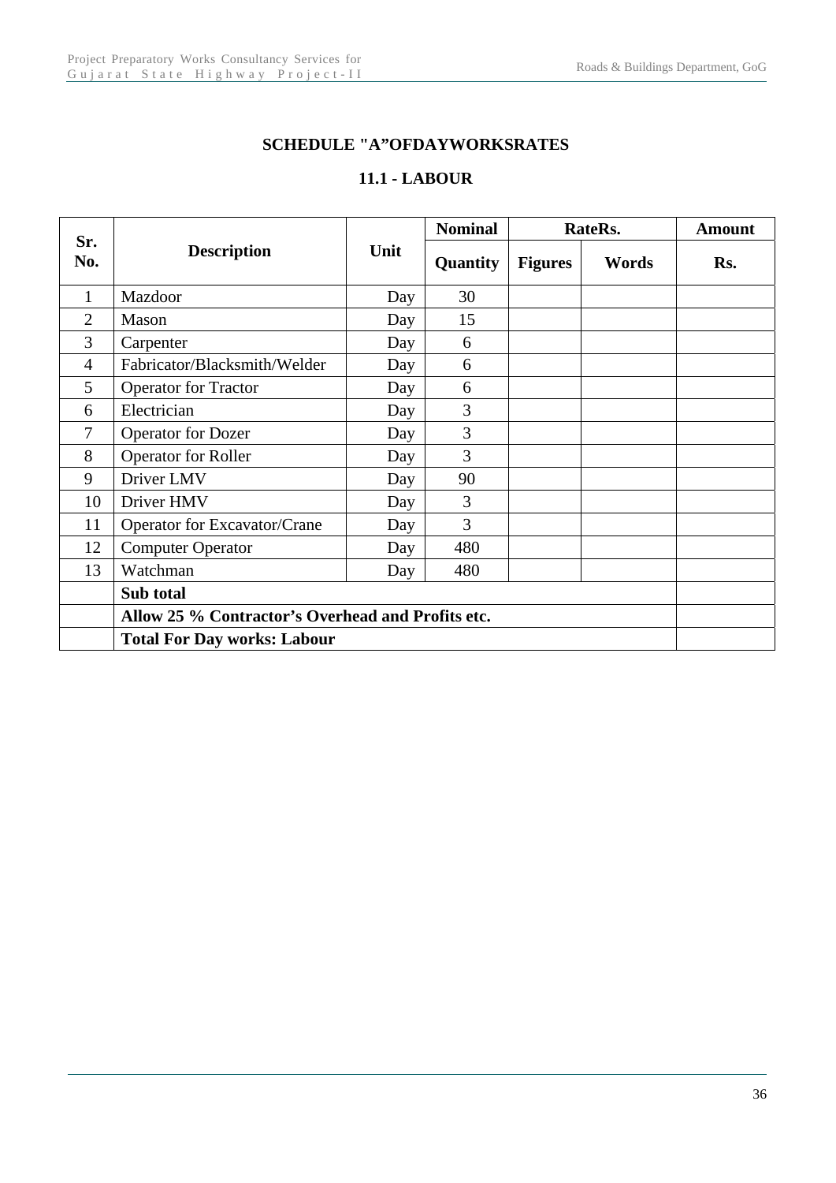## SCHEDULE "A"OFDAYWORKSRATES

### 11.1 - LABOUR

| Sr. No. | Description | Unit | Nominal Quantity | RateRs. Figures | RateRs. Words | Amount Rs. |
|---|---|---|---|---|---|---|
| 1 | Mazdoor | Day | 30 | | | |
| 2 | Mason | Day | 15 | | | |
| 3 | Carpenter | Day | 6 | | | |
| 4 | Fabricator/Blacksmith/Welder | Day | 6 | | | |
| 5 | Operator for Tractor | Day | 6 | | | |
| 6 | Electrician | Day | 3 | | | |
| 7 | Operator for Dozer | Day | 3 | | | |
| 8 | Operator for Roller | Day | 3 | | | |
| 9 | Driver LMV | Day | 90 | | | |
| 10 | Driver HMV | Day | 3 | | | |
| 11 | Operator for Excavator/Crane | Day | 3 | | | |
| 12 | Computer Operator | Day | 480 | | | |
| 13 | Watchman | Day | 480 | | | |
| | **Sub total** | | | | | |
| | **Allow 25 % Contractor's Overhead and Profits etc.** | | | | | |
| | **Total For Day works: Labour** | | | | | |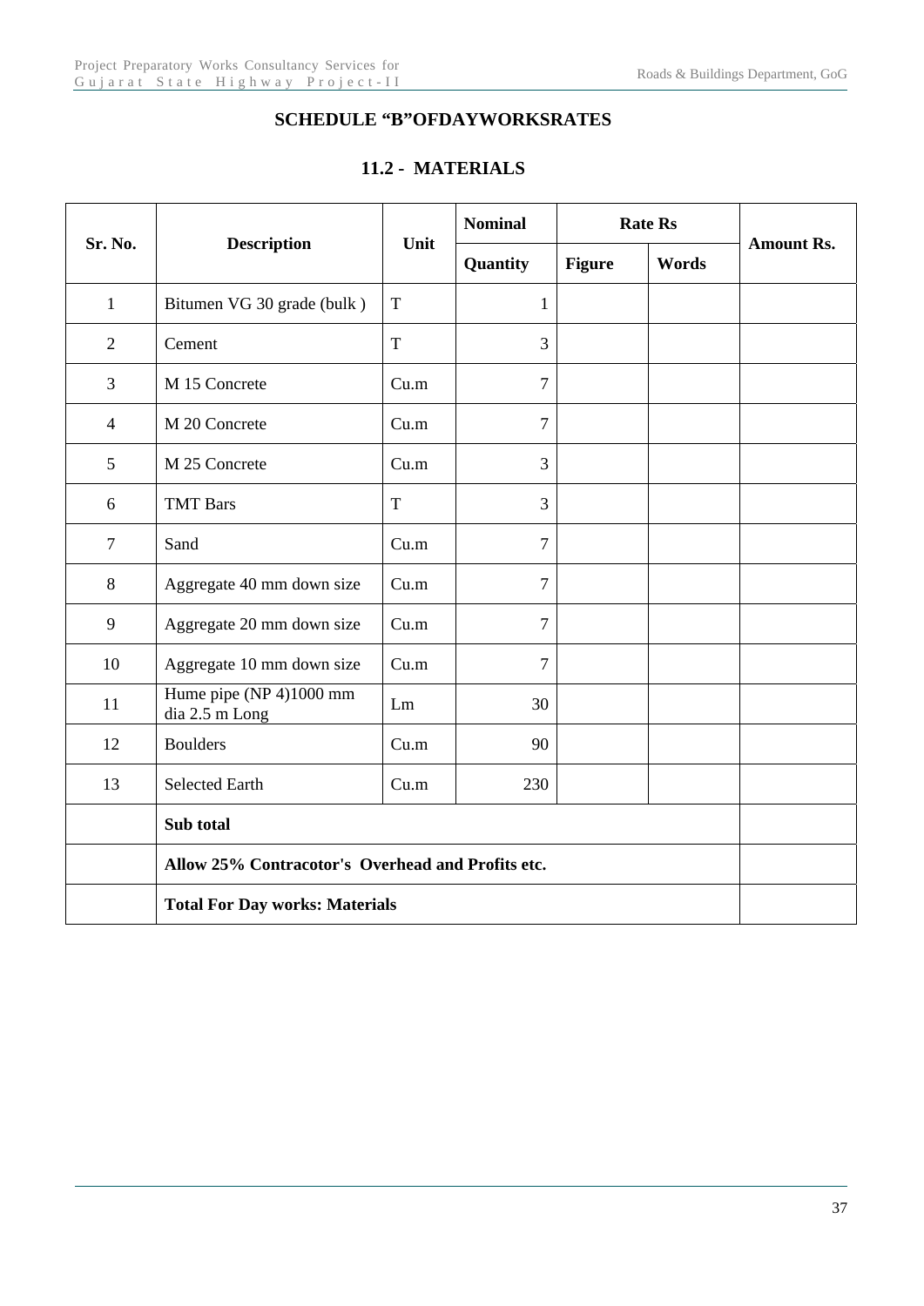## SCHEDULE “B”OFDAYWORKSRATES

### 11.2 - MATERIALS

| Sr. No. | Description | Unit | Nominal | Rate Rs | | Amount Rs. |
|---|---|---|---|---|---|---|
| | | | Quantity | Figure | Words | |
| 1 | Bitumen VG 30 grade (bulk ) | T | 1 | | | |
| 2 | Cement | T | 3 | | | |
| 3 | M 15 Concrete | Cu.m | 7 | | | |
| 4 | M 20 Concrete | Cu.m | 7 | | | |
| 5 | M 25 Concrete | Cu.m | 3 | | | |
| 6 | TMT Bars | T | 3 | | | |
| 7 | Sand | Cu.m | 7 | | | |
| 8 | Aggregate 40 mm down size | Cu.m | 7 | | | |
| 9 | Aggregate 20 mm down size | Cu.m | 7 | | | |
| 10 | Aggregate 10 mm down size | Cu.m | 7 | | | |
| 11 | Hume pipe (NP 4)1000 mm dia 2.5 m Long | Lm | 30 | | | |
| 12 | Boulders | Cu.m | 90 | | | |
| 13 | Selected Earth | Cu.m | 230 | | | |
| | **Sub total** | | | | | |
| | **Allow 25% Contracotor's Overhead and Profits etc.** | | | | | |
| | **Total For Day works: Materials** | | | | | |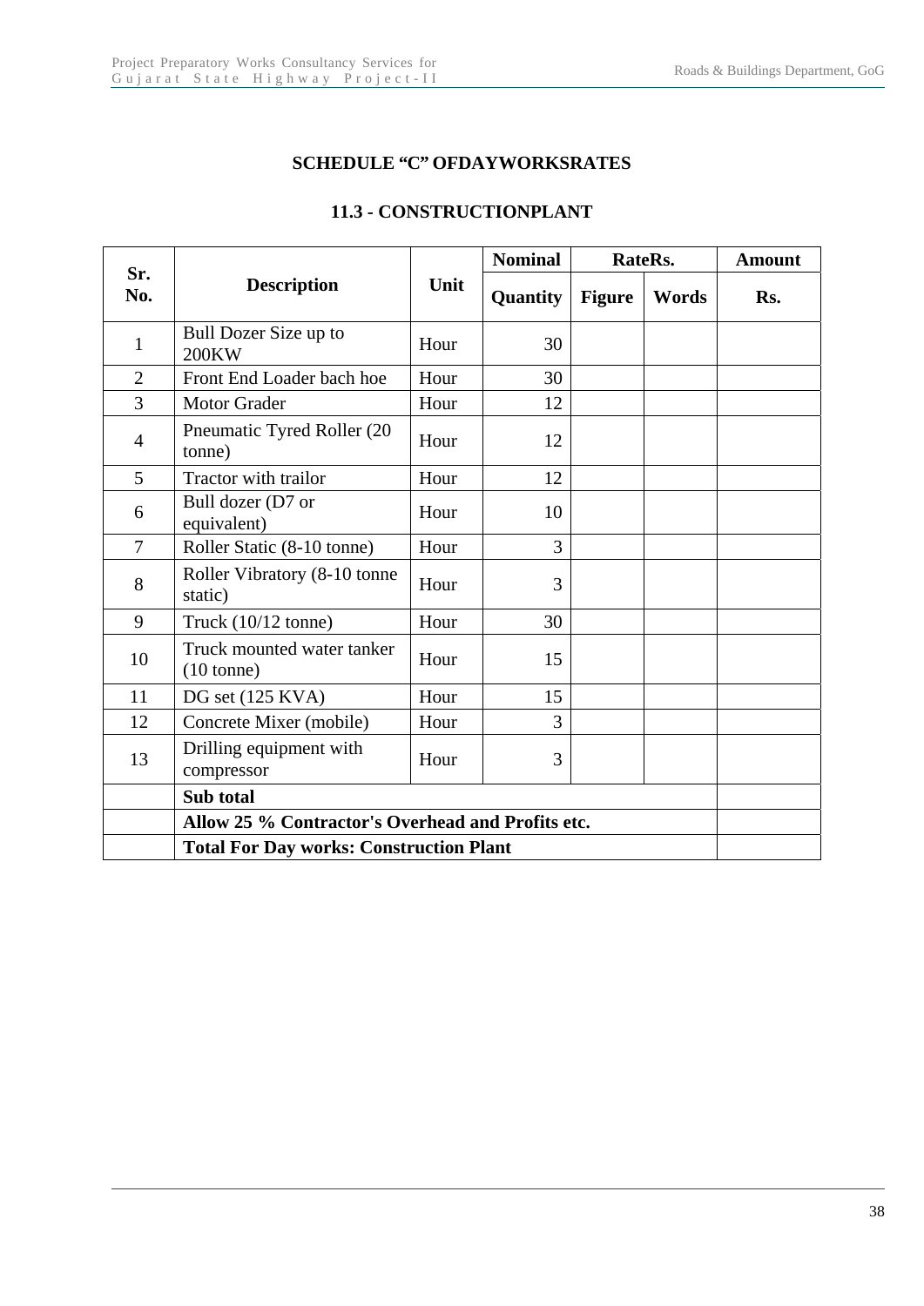## SCHEDULE "C" OFDAYWORKSRATES

### 11.3 - CONSTRUCTIONPLANT

| Sr. No. | Description | Unit | Nominal Quantity | RateRs. Figure | RateRs. Words | Amount Rs. |
|---|---|---|---|---|---|---|
| 1 | Bull Dozer Size up to 200KW | Hour | 30 | | | |
| 2 | Front End Loader bach hoe | Hour | 30 | | | |
| 3 | Motor Grader | Hour | 12 | | | |
| 4 | Pneumatic Tyred Roller (20 tonne) | Hour | 12 | | | |
| 5 | Tractor with trailor | Hour | 12 | | | |
| 6 | Bull dozer (D7 or equivalent) | Hour | 10 | | | |
| 7 | Roller Static (8-10 tonne) | Hour | 3 | | | |
| 8 | Roller Vibratory (8-10 tonne static) | Hour | 3 | | | |
| 9 | Truck (10/12 tonne) | Hour | 30 | | | |
| 10 | Truck mounted water tanker (10 tonne) | Hour | 15 | | | |
| 11 | DG set (125 KVA) | Hour | 15 | | | |
| 12 | Concrete Mixer (mobile) | Hour | 3 | | | |
| 13 | Drilling equipment with compressor | Hour | 3 | | | |
| | **Sub total** | | | | | |
| | **Allow 25 % Contractor's Overhead and Profits etc.** | | | | | |
| | **Total For Day works: Construction Plant** | | | | | |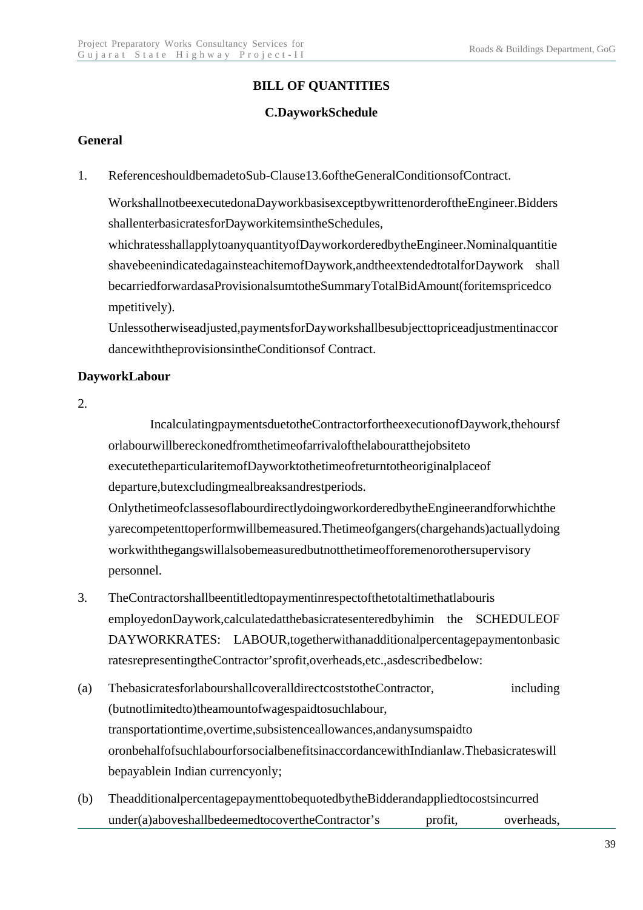## BILL OF QUANTITIES

### C.DayworkSchedule

**General**

1. ReferenceshouldbemadetoSub-Clause13.6oftheGeneralConditionsofContract.

   WorkshallnotbeexecutedonaDayworkbasisexceptbywrittenorderoftheEngineer.Bidders shallenterbasicratesforDayworkitemsintheSchedules, whichratesshallapplytoanyquantityofDayworkorderedbytheEngineer.Nominalquantitie shavebeenindicatedagainsteachitemofDaywork,andtheextendedtotalforDaywork shall becarriedforwardasaProvisionalsumtotheSummaryTotalBidAmount(foritemspricedco mpetitively).

   Unlessotherwiseadjusted,paymentsforDayworkshallbesubjecttopriceadjustmentinaccor dancewiththeprovisionsintheConditionsof Contract.

**DayworkLabour**

2. IncalculatingpaymentsduetotheContractorfortheexecutionofDaywork,thehoursf orlabourwillbereckonedfromthetimeofarrivalofthelabouratthejobsiteto executetheparticularitemofDayworktothetimeofreturntotheoriginalplaceof departure,butexcludingmealbreaksandrestperiods. OnlythetimeofclassesoflabourdirectlydoingworkorderedbytheEngineerandforwhichthe yarecompetenttoperformwillbemeasured.Thetimeofgangers(chargehands)actuallydoing workwiththegangswillalsobemeasuredbutnotthetimeofforemenorothersupervisory personnel.

3. TheContractorshallbeentitledtopaymentinrespectofthetotaltimethatlabouris employedonDaywork,calculatedatthebasicratesenteredbyhimin the SCHEDULEOF DAYWORKRATES: LABOUR,togetherwithanadditionalpercentagepaymentonbasic ratesrepresentingtheContractor'sprofit,overheads,etc.,asdescribedbelow:

(a) ThebasicratesforlabourshallcoveralldirectcoststotheContractor, including (butnotlimitedto)theamountofwagespaidtosuchlabour, transportationtime,overtime,subsistenceallowances,andanysumspaidto oronbehalfofsuchlabourforsocialbenefitsinaccordancewithIndianlaw.Thebasicrateswill bepayablein Indian currencyonly;

(b) TheadditionalpercentagepaymenttobequotedbytheBidderandappliedtocostsincurred under(a)aboveshallbedeemedtocovertheContractor's profit, overheads,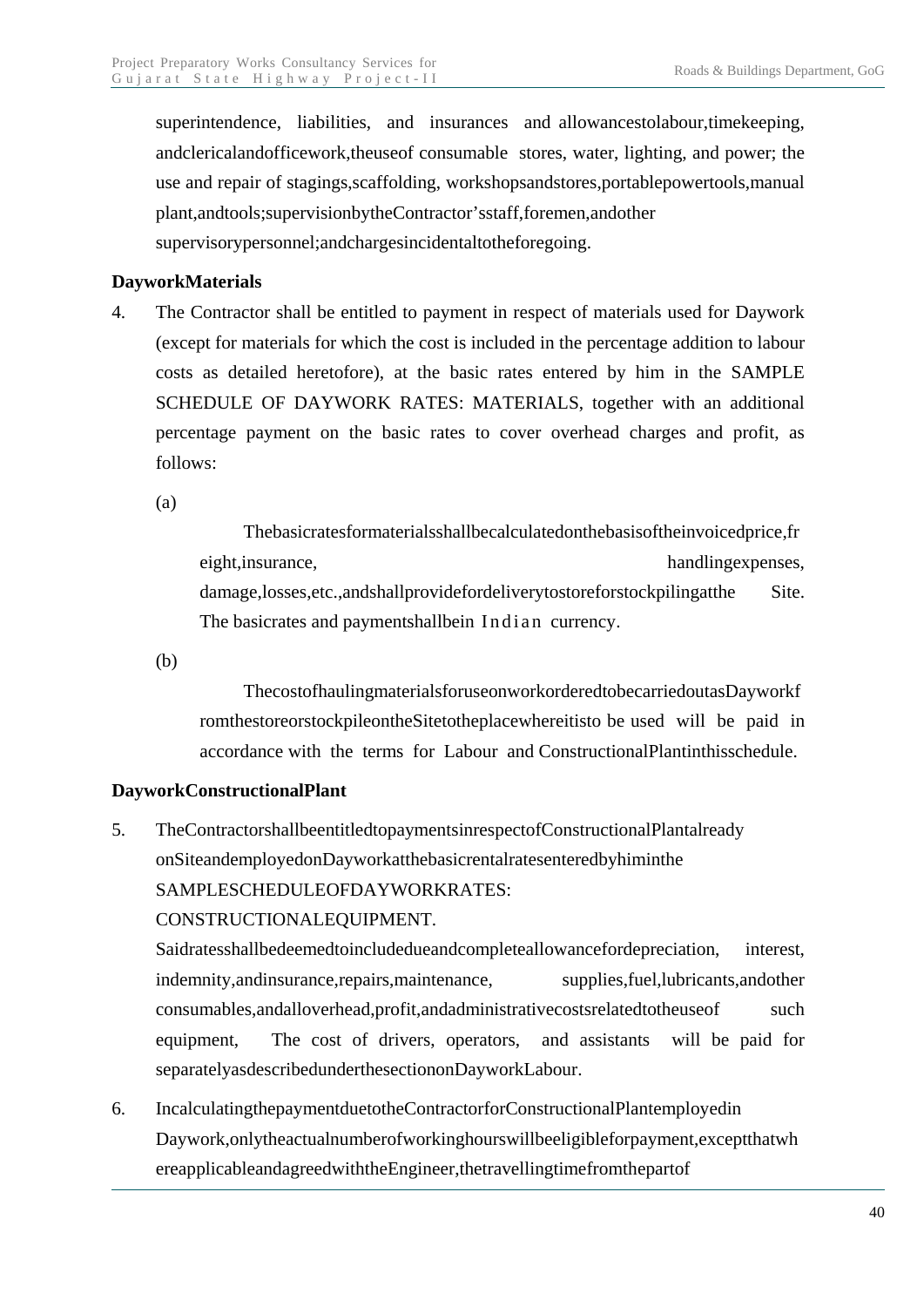superintendence, liabilities, and insurances and allowancestolabour,timekeeping, andclericalandofficework,theuseof consumable stores, water, lighting, and power; the use and repair of stagings,scaffolding, workshopsandstores,portablepowertools,manual plant,andtools;supervisionbytheContractor'sstaff,foremen,andother supervisorypersonnel;andchargesincidentaltotheforegoing.

**DayworkMaterials**

4. The Contractor shall be entitled to payment in respect of materials used for Daywork (except for materials for which the cost is included in the percentage addition to labour costs as detailed heretofore), at the basic rates entered by him in the SAMPLE SCHEDULE OF DAYWORK RATES: MATERIALS, together with an additional percentage payment on the basic rates to cover overhead charges and profit, as follows:

   (a)

   Thebasicratesformaterialsshallbecalculatedonthebasisoftheinvoicedprice,freight,insurance, handlingexpenses, damage,losses,etc.,andshallprovidefordeliverytostoreforstockpilingatthe Site. The basicrates and paymentshallbein Indian currency.

   (b)

   ThecostofhaulingmaterialsforuseonworkorderedtobecarriedoutasDayworkfromthestoreorstockpileontheSitetotheplacewhereitisto be used will be paid in accordance with the terms for Labour and ConstructionalPlantinthisschedule.

**DayworkConstructionalPlant**

5. TheContractorshallbeentitledtopaymentsinrespectofConstructionalPlantalready onSiteandemployedonDayworkatthebasicrentalratesenteredbyhiminthe SAMPLESCHEDULEOFDAYWORKRATES: CONSTRUCTIONALEQUIPMENT. Saidratesshallbedeemedtoincludedueandcompleteallowancefordepreciation, interest, indemnity,andinsurance,repairs,maintenance, supplies,fuel,lubricants,andother consumables,andalloverhead,profit,andadministrativecostsrelatedtotheuseof such equipment, The cost of drivers, operators, and assistants will be paid for separatelyasdescribedunderthesectiononDayworkLabour.

6. IncalculatingthepaymentduetotheContractorforConstructionalPlantemployedin Daywork,onlytheactualnumberofworkinghourswillbeeligibleforpayment,exceptthatwhereapplicableandagreedwiththeEngineer,thetravellingtimefromthepartof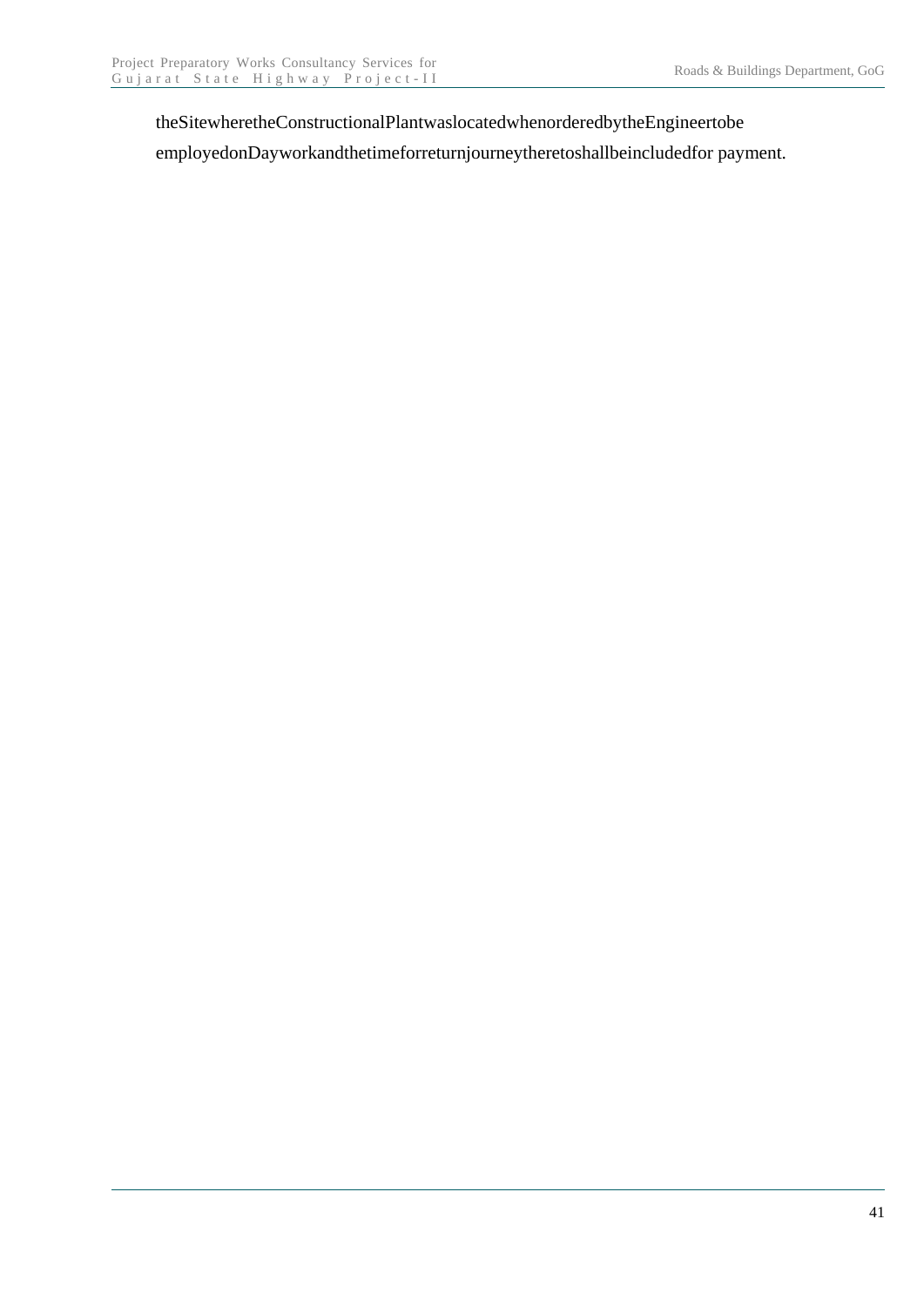theSitewheretheConstructionalPlantwaslocatedwhenorderedbytheEngineertobe employedonDayworkandthetimeforreturnjourneytheretoshallbeincludedfor payment.